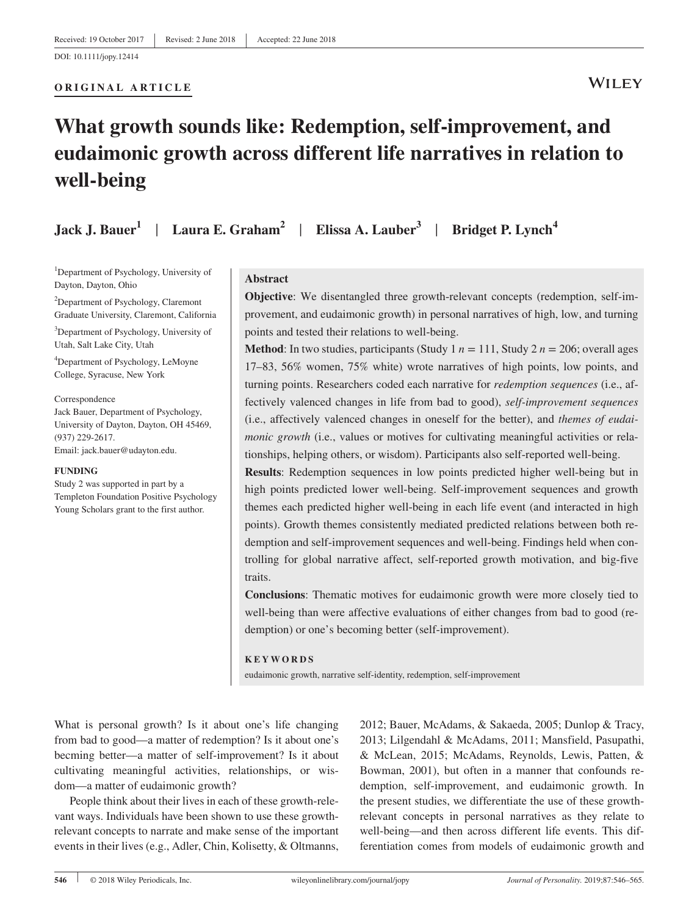Received: 19 October 2017 | Revised: 2 June 2018 | Accepted: 22 June 2018

DOI: 10.1111/jopy.12414

**ORIGINAL ARTICLE**

# What growth sounds like: Redemption, self-improvement, and eudaimonic growth across different life narratives in relation to well-being

**Jack J. Bauer**[1] | **Laura E. Graham**[2] | **Elissa A. Lauber**[3] | **Bridget P. Lynch**[4]

[1]Department of Psychology, University of Dayton, Dayton, Ohio

[2]Department of Psychology, Claremont Graduate University, Claremont, California

[3]Department of Psychology, University of Utah, Salt Lake City, Utah

[4]Department of Psychology, LeMoyne College, Syracuse, New York

Correspondence
Jack Bauer, Department of Psychology, University of Dayton, Dayton, OH 45469, (937) 229-2617.
Email: jack.bauer@udayton.edu.

**FUNDING**
Study 2 was supported in part by a Templeton Foundation Positive Psychology Young Scholars grant to the first author.

## Abstract

**Objective**: We disentangled three growth-relevant concepts (redemption, self-improvement, and eudaimonic growth) in personal narratives of high, low, and turning points and tested their relations to well-being.

**Method**: In two studies, participants (Study 1 $n = 111$, Study 2 $n = 206$; overall ages 17–83, 56% women, 75% white) wrote narratives of high points, low points, and turning points. Researchers coded each narrative for *redemption sequences* (i.e., affectively valenced changes in life from bad to good), *self-improvement sequences* (i.e., affectively valenced changes in oneself for the better), and *themes of eudaimonic growth* (i.e., values or motives for cultivating meaningful activities or relationships, helping others, or wisdom). Participants also self-reported well-being.

**Results**: Redemption sequences in low points predicted higher well-being but in high points predicted lower well-being. Self-improvement sequences and growth themes each predicted higher well-being in each life event (and interacted in high points). Growth themes consistently mediated predicted relations between both redemption and self-improvement sequences and well-being. Findings held when controlling for global narrative affect, self-reported growth motivation, and big-five traits.

**Conclusions**: Thematic motives for eudaimonic growth were more closely tied to well-being than were affective evaluations of either changes from bad to good (redemption) or one's becoming better (self-improvement).

**KEYWORDS**

eudaimonic growth, narrative self-identity, redemption, self-improvement

What is personal growth? Is it about one's life changing from bad to good—a matter of redemption? Is it about one's becming better—a matter of self-improvement? Is it about cultivating meaningful activities, relationships, or wisdom—a matter of eudaimonic growth?

People think about their lives in each of these growth-relevant ways. Individuals have been shown to use these growth-relevant concepts to narrate and make sense of the important events in their lives (e.g., Adler, Chin, Kolisetty, & Oltmanns, 2012; Bauer, McAdams, & Sakaeda, 2005; Dunlop & Tracy, 2013; Lilgendahl & McAdams, 2011; Mansfield, Pasupathi, & McLean, 2015; McAdams, Reynolds, Lewis, Patten, & Bowman, 2001), but often in a manner that confounds redemption, self-improvement, and eudaimonic growth. In the present studies, we differentiate the use of these growth-relevant concepts in personal narratives as they relate to well-being—and then across different life events. This differentiation comes from models of eudaimonic growth and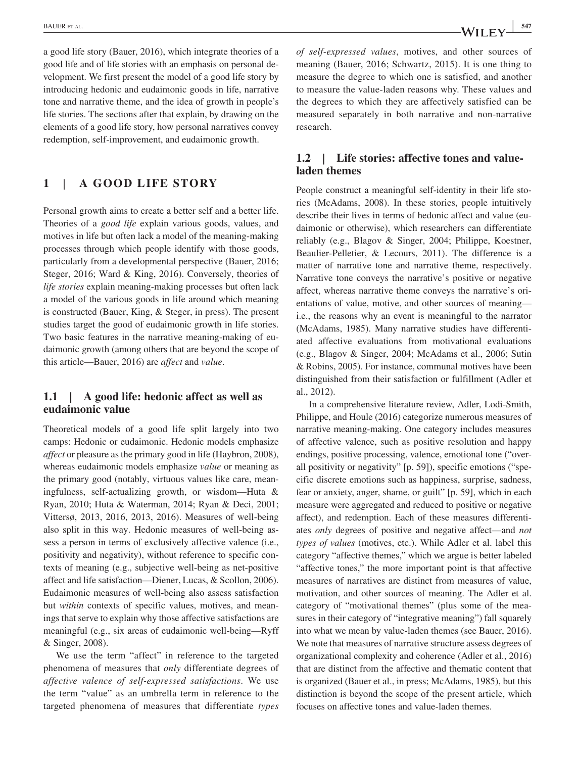a good life story (Bauer, 2016), which integrate theories of a good life and of life stories with an emphasis on personal development. We first present the model of a good life story by introducing hedonic and eudaimonic goods in life, narrative tone and narrative theme, and the idea of growth in people's life stories. The sections after that explain, by drawing on the elements of a good life story, how personal narratives convey redemption, self-improvement, and eudaimonic growth.

## 1 | A GOOD LIFE STORY

Personal growth aims to create a better self and a better life. Theories of a *good life* explain various goods, values, and motives in life but often lack a model of the meaning-making processes through which people identify with those goods, particularly from a developmental perspective (Bauer, 2016; Steger, 2016; Ward & King, 2016). Conversely, theories of *life stories* explain meaning-making processes but often lack a model of the various goods in life around which meaning is constructed (Bauer, King, & Steger, in press). The present studies target the good of eudaimonic growth in life stories. Two basic features in the narrative meaning-making of eudaimonic growth (among others that are beyond the scope of this article—Bauer, 2016) are *affect* and *value*.

### 1.1 | A good life: hedonic affect as well as eudaimonic value

Theoretical models of a good life split largely into two camps: Hedonic or eudaimonic. Hedonic models emphasize *affect* or pleasure as the primary good in life (Haybron, 2008), whereas eudaimonic models emphasize *value* or meaning as the primary good (notably, virtuous values like care, meaningfulness, self-actualizing growth, or wisdom—Huta & Ryan, 2010; Huta & Waterman, 2014; Ryan & Deci, 2001; Vittersø, 2013, 2016, 2013, 2016). Measures of well-being also split in this way. Hedonic measures of well-being assess a person in terms of exclusively affective valence (i.e., positivity and negativity), without reference to specific contexts of meaning (e.g., subjective well-being as net-positive affect and life satisfaction—Diener, Lucas, & Scollon, 2006). Eudaimonic measures of well-being also assess satisfaction but *within* contexts of specific values, motives, and meanings that serve to explain why those affective satisfactions are meaningful (e.g., six areas of eudaimonic well-being—Ryff & Singer, 2008).

We use the term "affect" in reference to the targeted phenomena of measures that *only* differentiate degrees of *affective valence of self-expressed satisfactions*. We use the term "value" as an umbrella term in reference to the targeted phenomena of measures that differentiate *types of self-expressed values*, motives, and other sources of meaning (Bauer, 2016; Schwartz, 2015). It is one thing to measure the degree to which one is satisfied, and another to measure the value-laden reasons why. These values and the degrees to which they are affectively satisfied can be measured separately in both narrative and non-narrative research.

### 1.2 | Life stories: affective tones and value-laden themes

People construct a meaningful self-identity in their life stories (McAdams, 2008). In these stories, people intuitively describe their lives in terms of hedonic affect and value (eudaimonic or otherwise), which researchers can differentiate reliably (e.g., Blagov & Singer, 2004; Philippe, Koestner, Beaulier-Pelletier, & Lecours, 2011). The difference is a matter of narrative tone and narrative theme, respectively. Narrative tone conveys the narrative's positive or negative affect, whereas narrative theme conveys the narrative's orientations of value, motive, and other sources of meaning—i.e., the reasons why an event is meaningful to the narrator (McAdams, 1985). Many narrative studies have differentiated affective evaluations from motivational evaluations (e.g., Blagov & Singer, 2004; McAdams et al., 2006; Sutin & Robins, 2005). For instance, communal motives have been distinguished from their satisfaction or fulfillment (Adler et al., 2012).

In a comprehensive literature review, Adler, Lodi-Smith, Philippe, and Houle (2016) categorize numerous measures of narrative meaning-making. One category includes measures of affective valence, such as positive resolution and happy endings, positive processing, valence, emotional tone ("overall positivity or negativity" [p. 59]), specific emotions ("specific discrete emotions such as happiness, surprise, sadness, fear or anxiety, anger, shame, or guilt" [p. 59], which in each measure were aggregated and reduced to positive or negative affect), and redemption. Each of these measures differentiates *only* degrees of positive and negative affect—and *not types of values* (motives, etc.). While Adler et al. label this category "affective themes," which we argue is better labeled "affective tones," the more important point is that affective measures of narratives are distinct from measures of value, motivation, and other sources of meaning. The Adler et al. category of "motivational themes" (plus some of the measures in their category of "integrative meaning") fall squarely into what we mean by value-laden themes (see Bauer, 2016). We note that measures of narrative structure assess degrees of organizational complexity and coherence (Adler et al., 2016) that are distinct from the affective and thematic content that is organized (Bauer et al., in press; McAdams, 1985), but this distinction is beyond the scope of the present article, which focuses on affective tones and value-laden themes.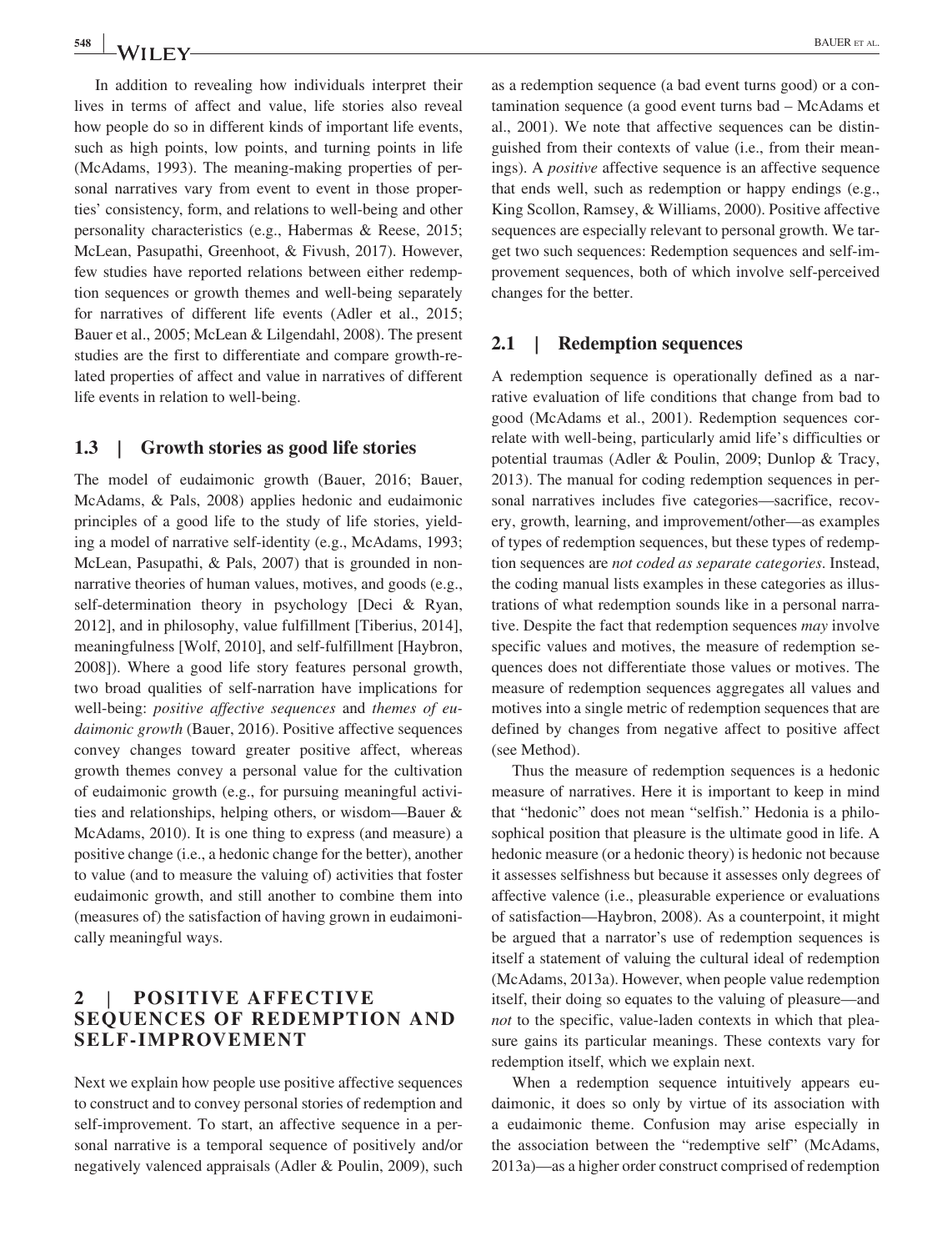In addition to revealing how individuals interpret their lives in terms of affect and value, life stories also reveal how people do so in different kinds of important life events, such as high points, low points, and turning points in life (McAdams, 1993). The meaning-making properties of personal narratives vary from event to event in those properties' consistency, form, and relations to well-being and other personality characteristics (e.g., Habermas & Reese, 2015; McLean, Pasupathi, Greenhoot, & Fivush, 2017). However, few studies have reported relations between either redemption sequences or growth themes and well-being separately for narratives of different life events (Adler et al., 2015; Bauer et al., 2005; McLean & Lilgendahl, 2008). The present studies are the first to differentiate and compare growth-related properties of affect and value in narratives of different life events in relation to well-being.

### 1.3 | Growth stories as good life stories

The model of eudaimonic growth (Bauer, 2016; Bauer, McAdams, & Pals, 2008) applies hedonic and eudaimonic principles of a good life to the study of life stories, yielding a model of narrative self-identity (e.g., McAdams, 1993; McLean, Pasupathi, & Pals, 2007) that is grounded in nonnarrative theories of human values, motives, and goods (e.g., self-determination theory in psychology [Deci & Ryan, 2012], and in philosophy, value fulfillment [Tiberius, 2014], meaningfulness [Wolf, 2010], and self-fulfillment [Haybron, 2008]). Where a good life story features personal growth, two broad qualities of self-narration have implications for well-being: *positive affective sequences* and *themes of eudaimonic growth* (Bauer, 2016). Positive affective sequences convey changes toward greater positive affect, whereas growth themes convey a personal value for the cultivation of eudaimonic growth (e.g., for pursuing meaningful activities and relationships, helping others, or wisdom—Bauer & McAdams, 2010). It is one thing to express (and measure) a positive change (i.e., a hedonic change for the better), another to value (and to measure the valuing of) activities that foster eudaimonic growth, and still another to combine them into (measures of) the satisfaction of having grown in eudaimonically meaningful ways.

## 2 | POSITIVE AFFECTIVE SEQUENCES OF REDEMPTION AND SELF-IMPROVEMENT

Next we explain how people use positive affective sequences to construct and to convey personal stories of redemption and self-improvement. To start, an affective sequence in a personal narrative is a temporal sequence of positively and/or negatively valenced appraisals (Adler & Poulin, 2009), such as a redemption sequence (a bad event turns good) or a contamination sequence (a good event turns bad – McAdams et al., 2001). We note that affective sequences can be distinguished from their contexts of value (i.e., from their meanings). A *positive* affective sequence is an affective sequence that ends well, such as redemption or happy endings (e.g., King Scollon, Ramsey, & Williams, 2000). Positive affective sequences are especially relevant to personal growth. We target two such sequences: Redemption sequences and self-improvement sequences, both of which involve self-perceived changes for the better.

### 2.1 | Redemption sequences

A redemption sequence is operationally defined as a narrative evaluation of life conditions that change from bad to good (McAdams et al., 2001). Redemption sequences correlate with well-being, particularly amid life's difficulties or potential traumas (Adler & Poulin, 2009; Dunlop & Tracy, 2013). The manual for coding redemption sequences in personal narratives includes five categories—sacrifice, recovery, growth, learning, and improvement/other—as examples of types of redemption sequences, but these types of redemption sequences are *not coded as separate categories*. Instead, the coding manual lists examples in these categories as illustrations of what redemption sounds like in a personal narrative. Despite the fact that redemption sequences *may* involve specific values and motives, the measure of redemption sequences does not differentiate those values or motives. The measure of redemption sequences aggregates all values and motives into a single metric of redemption sequences that are defined by changes from negative affect to positive affect (see Method).

Thus the measure of redemption sequences is a hedonic measure of narratives. Here it is important to keep in mind that "hedonic" does not mean "selfish." Hedonia is a philosophical position that pleasure is the ultimate good in life. A hedonic measure (or a hedonic theory) is hedonic not because it assesses selfishness but because it assesses only degrees of affective valence (i.e., pleasurable experience or evaluations of satisfaction—Haybron, 2008). As a counterpoint, it might be argued that a narrator's use of redemption sequences is itself a statement of valuing the cultural ideal of redemption (McAdams, 2013a). However, when people value redemption itself, their doing so equates to the valuing of pleasure—and *not* to the specific, value-laden contexts in which that pleasure gains its particular meanings. These contexts vary for redemption itself, which we explain next.

When a redemption sequence intuitively appears eudaimonic, it does so only by virtue of its association with a eudaimonic theme. Confusion may arise especially in the association between the "redemptive self" (McAdams, 2013a)—as a higher order construct comprised of redemption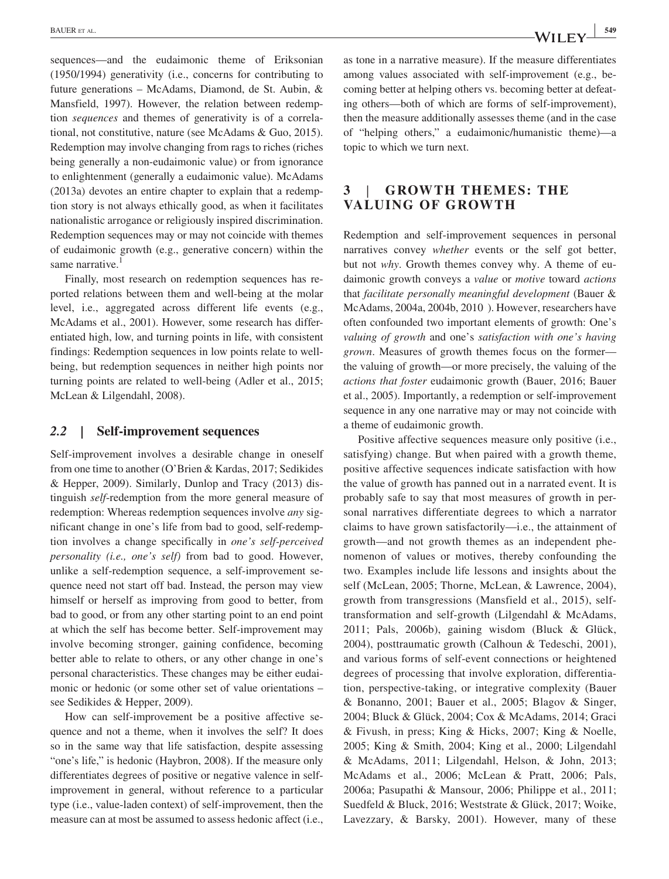sequences—and the eudaimonic theme of Eriksonian (1950/1994) generativity (i.e., concerns for contributing to future generations – McAdams, Diamond, de St. Aubin, & Mansfield, 1997). However, the relation between redemption *sequences* and themes of generativity is of a correlational, not constitutive, nature (see McAdams & Guo, 2015). Redemption may involve changing from rags to riches (riches being generally a non-eudaimonic value) or from ignorance to enlightenment (generally a eudaimonic value). McAdams (2013a) devotes an entire chapter to explain that a redemption story is not always ethically good, as when it facilitates nationalistic arrogance or religiously inspired discrimination. Redemption sequences may or may not coincide with themes of eudaimonic growth (e.g., generative concern) within the same narrative.[1]

Finally, most research on redemption sequences has reported relations between them and well-being at the molar level, i.e., aggregated across different life events (e.g., McAdams et al., 2001). However, some research has differentiated high, low, and turning points in life, with consistent findings: Redemption sequences in low points relate to well-being, but redemption sequences in neither high points nor turning points are related to well-being (Adler et al., 2015; McLean & Lilgendahl, 2008).

### 2.2 | Self-improvement sequences

Self-improvement involves a desirable change in oneself from one time to another (O'Brien & Kardas, 2017; Sedikides & Hepper, 2009). Similarly, Dunlop and Tracy (2013) distinguish *self*-redemption from the more general measure of redemption: Whereas redemption sequences involve *any* significant change in one's life from bad to good, self-redemption involves a change specifically in *one's self-perceived personality (i.e., one's self)* from bad to good. However, unlike a self-redemption sequence, a self-improvement sequence need not start off bad. Instead, the person may view himself or herself as improving from good to better, from bad to good, or from any other starting point to an end point at which the self has become better. Self-improvement may involve becoming stronger, gaining confidence, becoming better able to relate to others, or any other change in one's personal characteristics. These changes may be either eudaimonic or hedonic (or some other set of value orientations – see Sedikides & Hepper, 2009).

How can self-improvement be a positive affective sequence and not a theme, when it involves the self? It does so in the same way that life satisfaction, despite assessing "one's life," is hedonic (Haybron, 2008). If the measure only differentiates degrees of positive or negative valence in self-improvement in general, without reference to a particular type (i.e., value-laden context) of self-improvement, then the measure can at most be assumed to assess hedonic affect (i.e., as tone in a narrative measure). If the measure differentiates among values associated with self-improvement (e.g., becoming better at helping others vs. becoming better at defeating others—both of which are forms of self-improvement), then the measure additionally assesses theme (and in the case of "helping others," a eudaimonic/humanistic theme)—a topic to which we turn next.

## 3 | GROWTH THEMES: THE VALUING OF GROWTH

Redemption and self-improvement sequences in personal narratives convey *whether* events or the self got better, but not *why*. Growth themes convey why. A theme of eudaimonic growth conveys a *value* or *motive* toward *actions* that *facilitate personally meaningful development* (Bauer & McAdams, 2004a, 2004b, 2010). However, researchers have often confounded two important elements of growth: One's *valuing of growth* and one's *satisfaction with one's having grown*. Measures of growth themes focus on the former—the valuing of growth—or more precisely, the valuing of the *actions that foster* eudaimonic growth (Bauer, 2016; Bauer et al., 2005). Importantly, a redemption or self-improvement sequence in any one narrative may or may not coincide with a theme of eudaimonic growth.

Positive affective sequences measure only positive (i.e., satisfying) change. But when paired with a growth theme, positive affective sequences indicate satisfaction with how the value of growth has panned out in a narrated event. It is probably safe to say that most measures of growth in personal narratives differentiate degrees to which a narrator claims to have grown satisfactorily—i.e., the attainment of growth—and not growth themes as an independent phenomenon of values or motives, thereby confounding the two. Examples include life lessons and insights about the self (McLean, 2005; Thorne, McLean, & Lawrence, 2004), growth from transgressions (Mansfield et al., 2015), self-transformation and self-growth (Lilgendahl & McAdams, 2011; Pals, 2006b), gaining wisdom (Bluck & Glück, 2004), posttraumatic growth (Calhoun & Tedeschi, 2001), and various forms of self-event connections or heightened degrees of processing that involve exploration, differentiation, perspective-taking, or integrative complexity (Bauer & Bonanno, 2001; Bauer et al., 2005; Blagov & Singer, 2004; Bluck & Glück, 2004; Cox & McAdams, 2014; Graci & Fivush, in press; King & Hicks, 2007; King & Noelle, 2005; King & Smith, 2004; King et al., 2000; Lilgendahl & McAdams, 2011; Lilgendahl, Helson, & John, 2013; McAdams et al., 2006; McLean & Pratt, 2006; Pals, 2006a; Pasupathi & Mansour, 2006; Philippe et al., 2011; Suedfeld & Bluck, 2016; Weststrate & Glück, 2017; Woike, Lavezzary, & Barsky, 2001). However, many of these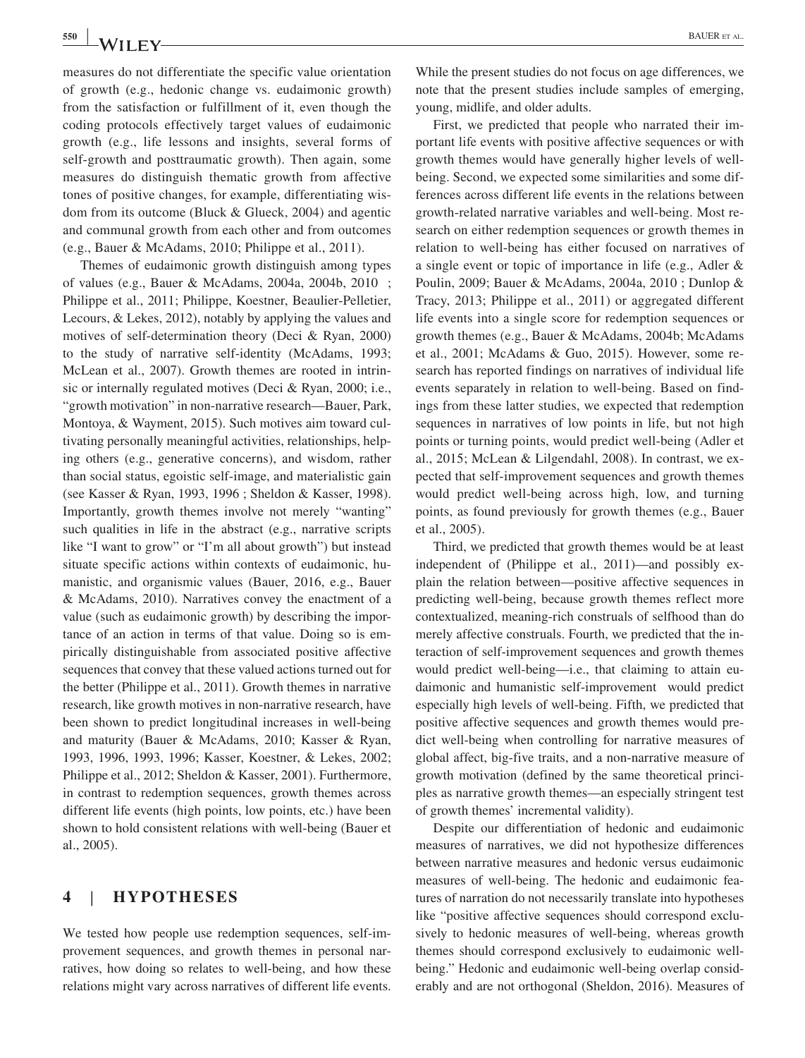measures do not differentiate the specific value orientation of growth (e.g., hedonic change vs. eudaimonic growth) from the satisfaction or fulfillment of it, even though the coding protocols effectively target values of eudaimonic growth (e.g., life lessons and insights, several forms of self-growth and posttraumatic growth). Then again, some measures do distinguish thematic growth from affective tones of positive changes, for example, differentiating wisdom from its outcome (Bluck & Glueck, 2004) and agentic and communal growth from each other and from outcomes (e.g., Bauer & McAdams, 2010; Philippe et al., 2011).

Themes of eudaimonic growth distinguish among types of values (e.g., Bauer & McAdams, 2004a, 2004b, 2010 ; Philippe et al., 2011; Philippe, Koestner, Beaulier-Pelletier, Lecours, & Lekes, 2012), notably by applying the values and motives of self-determination theory (Deci & Ryan, 2000) to the study of narrative self-identity (McAdams, 1993; McLean et al., 2007). Growth themes are rooted in intrinsic or internally regulated motives (Deci & Ryan, 2000; i.e., "growth motivation" in non-narrative research—Bauer, Park, Montoya, & Wayment, 2015). Such motives aim toward cultivating personally meaningful activities, relationships, helping others (e.g., generative concerns), and wisdom, rather than social status, egoistic self-image, and materialistic gain (see Kasser & Ryan, 1993, 1996 ; Sheldon & Kasser, 1998). Importantly, growth themes involve not merely "wanting" such qualities in life in the abstract (e.g., narrative scripts like "I want to grow" or "I'm all about growth") but instead situate specific actions within contexts of eudaimonic, humanistic, and organismic values (Bauer, 2016, e.g., Bauer & McAdams, 2010). Narratives convey the enactment of a value (such as eudaimonic growth) by describing the importance of an action in terms of that value. Doing so is empirically distinguishable from associated positive affective sequences that convey that these valued actions turned out for the better (Philippe et al., 2011). Growth themes in narrative research, like growth motives in non-narrative research, have been shown to predict longitudinal increases in well-being and maturity (Bauer & McAdams, 2010; Kasser & Ryan, 1993, 1996, 1993, 1996; Kasser, Koestner, & Lekes, 2002; Philippe et al., 2012; Sheldon & Kasser, 2001). Furthermore, in contrast to redemption sequences, growth themes across different life events (high points, low points, etc.) have been shown to hold consistent relations with well-being (Bauer et al., 2005).

## 4 | HYPOTHESES

We tested how people use redemption sequences, self-improvement sequences, and growth themes in personal narratives, how doing so relates to well-being, and how these relations might vary across narratives of different life events. While the present studies do not focus on age differences, we note that the present studies include samples of emerging, young, midlife, and older adults.

First, we predicted that people who narrated their important life events with positive affective sequences or with growth themes would have generally higher levels of well-being. Second, we expected some similarities and some differences across different life events in the relations between growth-related narrative variables and well-being. Most research on either redemption sequences or growth themes in relation to well-being has either focused on narratives of a single event or topic of importance in life (e.g., Adler & Poulin, 2009; Bauer & McAdams, 2004a, 2010 ; Dunlop & Tracy, 2013; Philippe et al., 2011) or aggregated different life events into a single score for redemption sequences or growth themes (e.g., Bauer & McAdams, 2004b; McAdams et al., 2001; McAdams & Guo, 2015). However, some research has reported findings on narratives of individual life events separately in relation to well-being. Based on findings from these latter studies, we expected that redemption sequences in narratives of low points in life, but not high points or turning points, would predict well-being (Adler et al., 2015; McLean & Lilgendahl, 2008). In contrast, we expected that self-improvement sequences and growth themes would predict well-being across high, low, and turning points, as found previously for growth themes (e.g., Bauer et al., 2005).

Third, we predicted that growth themes would be at least independent of (Philippe et al., 2011)—and possibly explain the relation between—positive affective sequences in predicting well-being, because growth themes reflect more contextualized, meaning-rich construals of selfhood than do merely affective construals. Fourth, we predicted that the interaction of self-improvement sequences and growth themes would predict well-being—i.e., that claiming to attain eudaimonic and humanistic self-improvement would predict especially high levels of well-being. Fifth, we predicted that positive affective sequences and growth themes would predict well-being when controlling for narrative measures of global affect, big-five traits, and a non-narrative measure of growth motivation (defined by the same theoretical principles as narrative growth themes—an especially stringent test of growth themes' incremental validity).

Despite our differentiation of hedonic and eudaimonic measures of narratives, we did not hypothesize differences between narrative measures and hedonic versus eudaimonic measures of well-being. The hedonic and eudaimonic features of narration do not necessarily translate into hypotheses like "positive affective sequences should correspond exclusively to hedonic measures of well-being, whereas growth themes should correspond exclusively to eudaimonic well-being." Hedonic and eudaimonic well-being overlap considerably and are not orthogonal (Sheldon, 2016). Measures of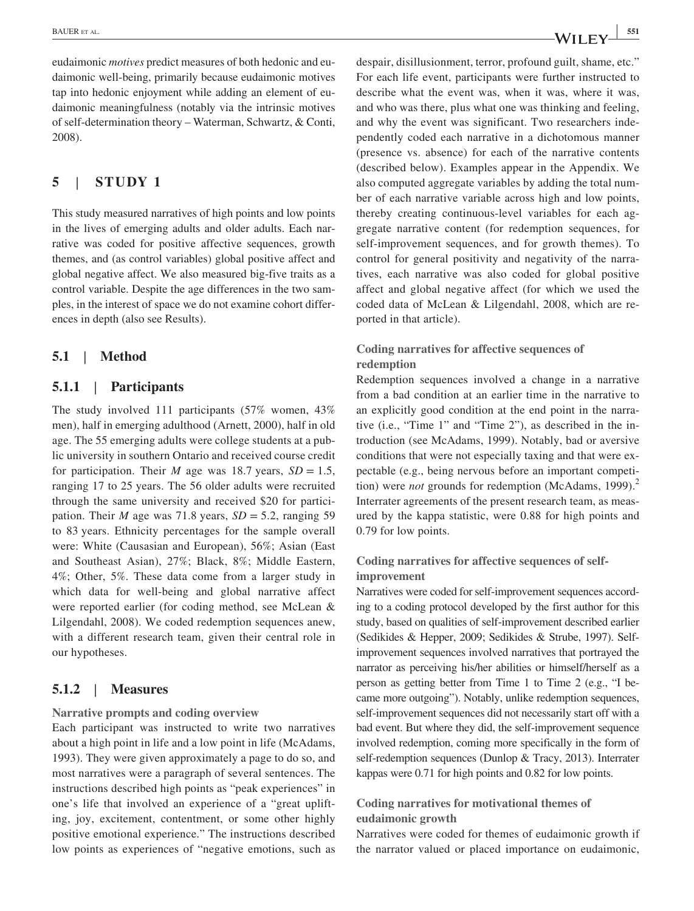eudaimonic *motives* predict measures of both hedonic and eudaimonic well-being, primarily because eudaimonic motives tap into hedonic enjoyment while adding an element of eudaimonic meaningfulness (notably via the intrinsic motives of self-determination theory – Waterman, Schwartz, & Conti, 2008).

# 5 | STUDY 1

This study measured narratives of high points and low points in the lives of emerging adults and older adults. Each narrative was coded for positive affective sequences, growth themes, and (as control variables) global positive affect and global negative affect. We also measured big-five traits as a control variable. Despite the age differences in the two samples, in the interest of space we do not examine cohort differences in depth (also see Results).

## 5.1 | Method

### 5.1.1 | Participants

The study involved 111 participants (57% women, 43% men), half in emerging adulthood (Arnett, 2000), half in old age. The 55 emerging adults were college students at a public university in southern Ontario and received course credit for participation. Their *M* age was 18.7 years, $SD = 1.5$, ranging 17 to 25 years. The 56 older adults were recruited through the same university and received $20 for participation. Their *M* age was 71.8 years, $SD = 5.2$, ranging 59 to 83 years. Ethnicity percentages for the sample overall were: White (Causasian and European), 56%; Asian (East and Southeast Asian), 27%; Black, 8%; Middle Eastern, 4%; Other, 5%. These data come from a larger study in which data for well-being and global narrative affect were reported earlier (for coding method, see McLean & Lilgendahl, 2008). We coded redemption sequences anew, with a different research team, given their central role in our hypotheses.

### 5.1.2 | Measures

**Narrative prompts and coding overview**

Each participant was instructed to write two narratives about a high point in life and a low point in life (McAdams, 1993). They were given approximately a page to do so, and most narratives were a paragraph of several sentences. The instructions described high points as "peak experiences" in one's life that involved an experience of a "great uplifting, joy, excitement, contentment, or some other highly positive emotional experience." The instructions described low points as experiences of "negative emotions, such as despair, disillusionment, terror, profound guilt, shame, etc." For each life event, participants were further instructed to describe what the event was, when it was, where it was, and who was there, plus what one was thinking and feeling, and why the event was significant. Two researchers independently coded each narrative in a dichotomous manner (presence vs. absence) for each of the narrative contents (described below). Examples appear in the Appendix. We also computed aggregate variables by adding the total number of each narrative variable across high and low points, thereby creating continuous-level variables for each aggregate narrative content (for redemption sequences, for self-improvement sequences, and for growth themes). To control for general positivity and negativity of the narratives, each narrative was also coded for global positive affect and global negative affect (for which we used the coded data of McLean & Lilgendahl, 2008, which are reported in that article).

**Coding narratives for affective sequences of redemption**

Redemption sequences involved a change in a narrative from a bad condition at an earlier time in the narrative to an explicitly good condition at the end point in the narrative (i.e., "Time 1" and "Time 2"), as described in the introduction (see McAdams, 1999). Notably, bad or aversive conditions that were not especially taxing and that were expectable (e.g., being nervous before an important competition) were *not* grounds for redemption (McAdams, 1999).[2] Interrater agreements of the present research team, as measured by the kappa statistic, were 0.88 for high points and 0.79 for low points.

**Coding narratives for affective sequences of self-improvement**

Narratives were coded for self-improvement sequences according to a coding protocol developed by the first author for this study, based on qualities of self-improvement described earlier (Sedikides & Hepper, 2009; Sedikides & Strube, 1997). Self-improvement sequences involved narratives that portrayed the narrator as perceiving his/her abilities or himself/herself as a person as getting better from Time 1 to Time 2 (e.g., "I became more outgoing"). Notably, unlike redemption sequences, self-improvement sequences did not necessarily start off with a bad event. But where they did, the self-improvement sequence involved redemption, coming more specifically in the form of self-redemption sequences (Dunlop & Tracy, 2013). Interrater kappas were 0.71 for high points and 0.82 for low points.

**Coding narratives for motivational themes of eudaimonic growth**

Narratives were coded for themes of eudaimonic growth if the narrator valued or placed importance on eudaimonic,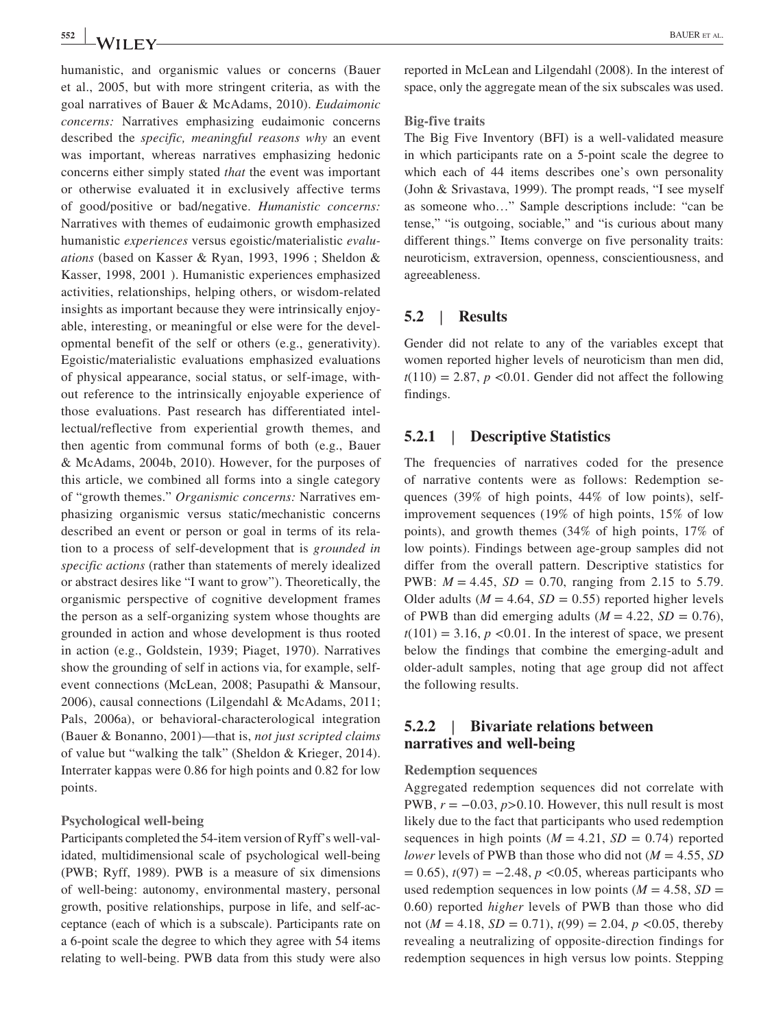humanistic, and organismic values or concerns (Bauer et al., 2005, but with more stringent criteria, as with the goal narratives of Bauer & McAdams, 2010). *Eudaimonic concerns:* Narratives emphasizing eudaimonic concerns described the *specific, meaningful reasons why* an event was important, whereas narratives emphasizing hedonic concerns either simply stated *that* the event was important or otherwise evaluated it in exclusively affective terms of good/positive or bad/negative. *Humanistic concerns:* Narratives with themes of eudaimonic growth emphasized humanistic *experiences* versus egoistic/materialistic *evaluations* (based on Kasser & Ryan, 1993, 1996 ; Sheldon & Kasser, 1998, 2001 ). Humanistic experiences emphasized activities, relationships, helping others, or wisdom-related insights as important because they were intrinsically enjoyable, interesting, or meaningful or else were for the developmental benefit of the self or others (e.g., generativity). Egoistic/materialistic evaluations emphasized evaluations of physical appearance, social status, or self-image, without reference to the intrinsically enjoyable experience of those evaluations. Past research has differentiated intellectual/reflective from experiential growth themes, and then agentic from communal forms of both (e.g., Bauer & McAdams, 2004b, 2010). However, for the purposes of this article, we combined all forms into a single category of "growth themes." *Organismic concerns:* Narratives emphasizing organismic versus static/mechanistic concerns described an event or person or goal in terms of its relation to a process of self-development that is *grounded in specific actions* (rather than statements of merely idealized or abstract desires like "I want to grow"). Theoretically, the organismic perspective of cognitive development frames the person as a self-organizing system whose thoughts are grounded in action and whose development is thus rooted in action (e.g., Goldstein, 1939; Piaget, 1970). Narratives show the grounding of self in actions via, for example, self-event connections (McLean, 2008; Pasupathi & Mansour, 2006), causal connections (Lilgendahl & McAdams, 2011; Pals, 2006a), or behavioral-characterological integration (Bauer & Bonanno, 2001)—that is, *not just scripted claims* of value but "walking the talk" (Sheldon & Krieger, 2014). Interrater kappas were 0.86 for high points and 0.82 for low points.

**Psychological well-being**

Participants completed the 54-item version of Ryff's well-validated, multidimensional scale of psychological well-being (PWB; Ryff, 1989). PWB is a measure of six dimensions of well-being: autonomy, environmental mastery, personal growth, positive relationships, purpose in life, and self-acceptance (each of which is a subscale). Participants rate on a 6-point scale the degree to which they agree with 54 items relating to well-being. PWB data from this study were also reported in McLean and Lilgendahl (2008). In the interest of space, only the aggregate mean of the six subscales was used.

**Big-five traits**

The Big Five Inventory (BFI) is a well-validated measure in which participants rate on a 5-point scale the degree to which each of 44 items describes one's own personality (John & Srivastava, 1999). The prompt reads, "I see myself as someone who…" Sample descriptions include: "can be tense," "is outgoing, sociable," and "is curious about many different things." Items converge on five personality traits: neuroticism, extraversion, openness, conscientiousness, and agreeableness.

## 5.2 | Results

Gender did not relate to any of the variables except that women reported higher levels of neuroticism than men did, $t(110) = 2.87$, $p < 0.01$. Gender did not affect the following findings.

### 5.2.1 | Descriptive Statistics

The frequencies of narratives coded for the presence of narrative contents were as follows: Redemption sequences (39% of high points, 44% of low points), self-improvement sequences (19% of high points, 15% of low points), and growth themes (34% of high points, 17% of low points). Findings between age-group samples did not differ from the overall pattern. Descriptive statistics for PWB: $M = 4.45$, $SD = 0.70$, ranging from 2.15 to 5.79. Older adults ($M = 4.64$, $SD = 0.55$) reported higher levels of PWB than did emerging adults ($M = 4.22$, $SD = 0.76$), $t(101) = 3.16$, $p < 0.01$. In the interest of space, we present below the findings that combine the emerging-adult and older-adult samples, noting that age group did not affect the following results.

### 5.2.2 | Bivariate relations between narratives and well-being

**Redemption sequences**

Aggregated redemption sequences did not correlate with PWB, $r = -0.03$, $p > 0.10$. However, this null result is most likely due to the fact that participants who used redemption sequences in high points ($M = 4.21$, $SD = 0.74$) reported *lower* levels of PWB than those who did not ($M = 4.55$, $SD = 0.65$), $t(97) = -2.48$, $p < 0.05$, whereas participants who used redemption sequences in low points ($M = 4.58$, $SD = 0.60$) reported *higher* levels of PWB than those who did not ($M = 4.18$, $SD = 0.71$), $t(99) = 2.04$, $p < 0.05$, thereby revealing a neutralizing of opposite-direction findings for redemption sequences in high versus low points. Stepping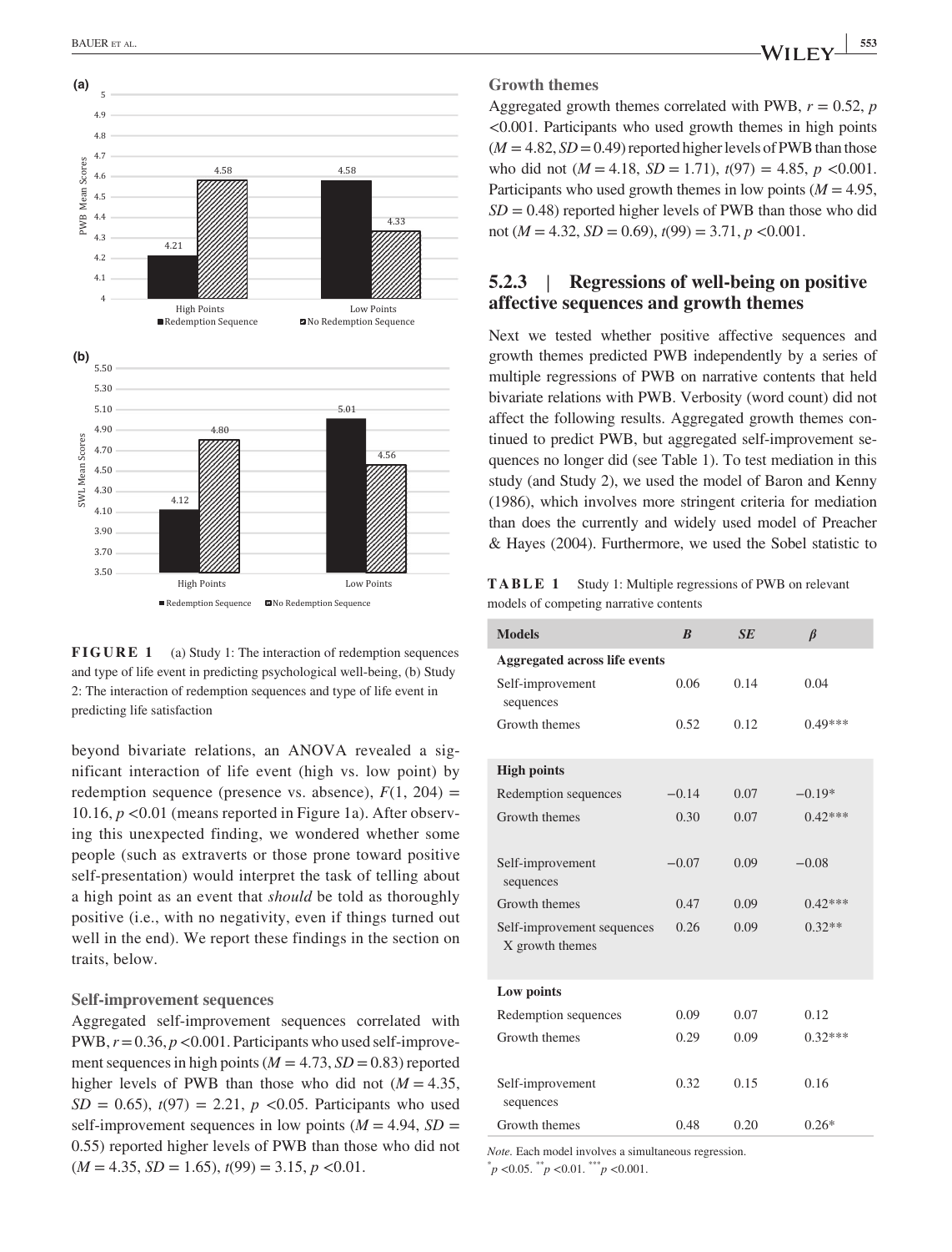FIGURE 1 (a) Study 1: The interaction of redemption sequences and type of life event in predicting psychological well-being, (b) Study 2: The interaction of redemption sequences and type of life event in predicting life satisfaction

beyond bivariate relations, an ANOVA revealed a significant interaction of life event (high vs. low point) by redemption sequence (presence vs. absence), $F(1, 204) = 10.16$, $p < 0.01$ (means reported in Figure 1a). After observing this unexpected finding, we wondered whether some people (such as extraverts or those prone toward positive self-presentation) would interpret the task of telling about a high point as an event that *should* be told as thoroughly positive (i.e., with no negativity, even if things turned out well in the end). We report these findings in the section on traits, below.

**Self-improvement sequences**

Aggregated self-improvement sequences correlated with PWB, $r = 0.36$, $p < 0.001$. Participants who used self-improvement sequences in high points ($M = 4.73$, $SD = 0.83$) reported higher levels of PWB than those who did not ($M = 4.35$, $SD = 0.65$), $t(97) = 2.21$, $p < 0.05$. Participants who used self-improvement sequences in low points ($M = 4.94$, $SD = 0.55$) reported higher levels of PWB than those who did not ($M = 4.35$, $SD = 1.65$), $t(99) = 3.15$, $p < 0.01$.

**Growth themes**

Aggregated growth themes correlated with PWB, $r = 0.52$, $p < 0.001$. Participants who used growth themes in high points ($M = 4.82$, $SD = 0.49$) reported higher levels of PWB than those who did not ($M = 4.18$, $SD = 1.71$), $t(97) = 4.85$, $p < 0.001$. Participants who used growth themes in low points ($M = 4.95$, $SD = 0.48$) reported higher levels of PWB than those who did not ($M = 4.32$, $SD = 0.69$), $t(99) = 3.71$, $p < 0.001$.

### 5.2.3 | Regressions of well-being on positive affective sequences and growth themes

Next we tested whether positive affective sequences and growth themes predicted PWB independently by a series of multiple regressions of PWB on narrative contents that held bivariate relations with PWB. Verbosity (word count) did not affect the following results. Aggregated growth themes continued to predict PWB, but aggregated self-improvement sequences no longer did (see Table 1). To test mediation in this study (and Study 2), we used the model of Baron and Kenny (1986), which involves more stringent criteria for mediation than does the currently and widely used model of Preacher & Hayes (2004). Furthermore, we used the Sobel statistic to

**TABLE 1** Study 1: Multiple regressions of PWB on relevant models of competing narrative contents

| Models | *B* | *SE* | *β* |
|---|---|---|---|
| **Aggregated across life events** | | | |
| Self-improvement sequences | 0.06 | 0.14 | 0.04 |
| Growth themes | 0.52 | 0.12 | 0.49*** |
| **High points** | | | |
| Redemption sequences | −0.14 | 0.07 | −0.19* |
| Growth themes | 0.30 | 0.07 | 0.42*** |
| Self-improvement sequences | −0.07 | 0.09 | −0.08 |
| Growth themes | 0.47 | 0.09 | 0.42*** |
| Self-improvement sequences X growth themes | 0.26 | 0.09 | 0.32** |
| **Low points** | | | |
| Redemption sequences | 0.09 | 0.07 | 0.12 |
| Growth themes | 0.29 | 0.09 | 0.32*** |
| Self-improvement sequences | 0.32 | 0.15 | 0.16 |
| Growth themes | 0.48 | 0.20 | 0.26* |

*Note.* Each model involves a simultaneous regression.
*$p < 0.05$. **$p < 0.01$. ***$p < 0.001$.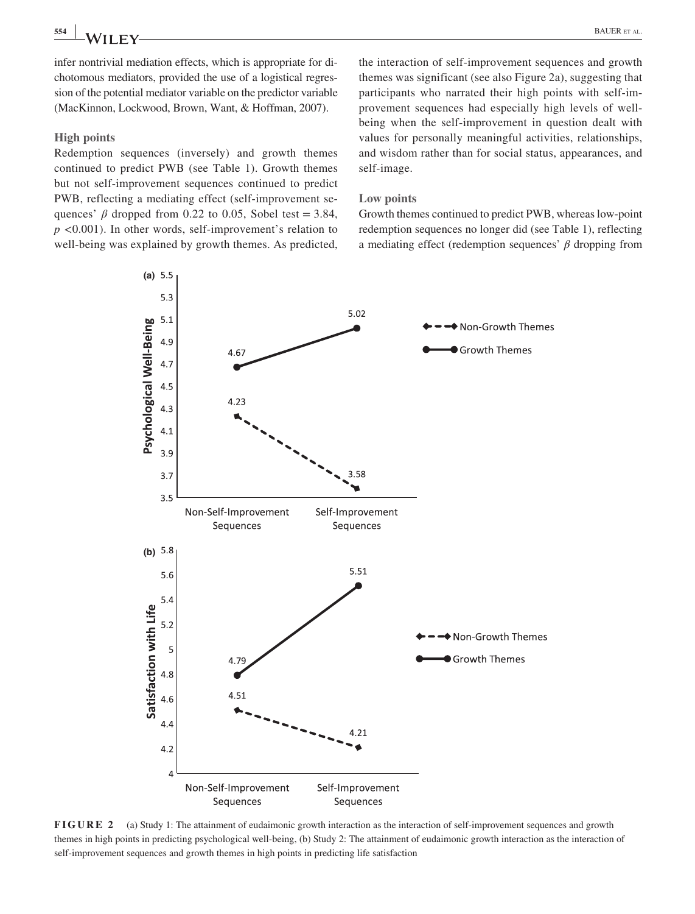infer nontrivial mediation effects, which is appropriate for dichotomous mediators, provided the use of a logistical regression of the potential mediator variable on the predictor variable (MacKinnon, Lockwood, Brown, Want, & Hoffman, 2007).

### High points

Redemption sequences (inversely) and growth themes continued to predict PWB (see Table 1). Growth themes but not self-improvement sequences continued to predict PWB, reflecting a mediating effect (self-improvement sequences' $\beta$ dropped from 0.22 to 0.05, Sobel test = 3.84, $p$ <0.001). In other words, self-improvement's relation to well-being was explained by growth themes. As predicted, the interaction of self-improvement sequences and growth themes was significant (see also Figure 2a), suggesting that participants who narrated their high points with self-improvement sequences had especially high levels of well-being when the self-improvement in question dealt with values for personally meaningful activities, relationships, and wisdom rather than for social status, appearances, and self-image.

### Low points

Growth themes continued to predict PWB, whereas low-point redemption sequences no longer did (see Table 1), reflecting a mediating effect (redemption sequences' $\beta$ dropping from

**FIGURE 2** (a) Study 1: The attainment of eudaimonic growth interaction as the interaction of self-improvement sequences and growth themes in high points in predicting psychological well-being, (b) Study 2: The attainment of eudaimonic growth interaction as the interaction of self-improvement sequences and growth themes in high points in predicting life satisfaction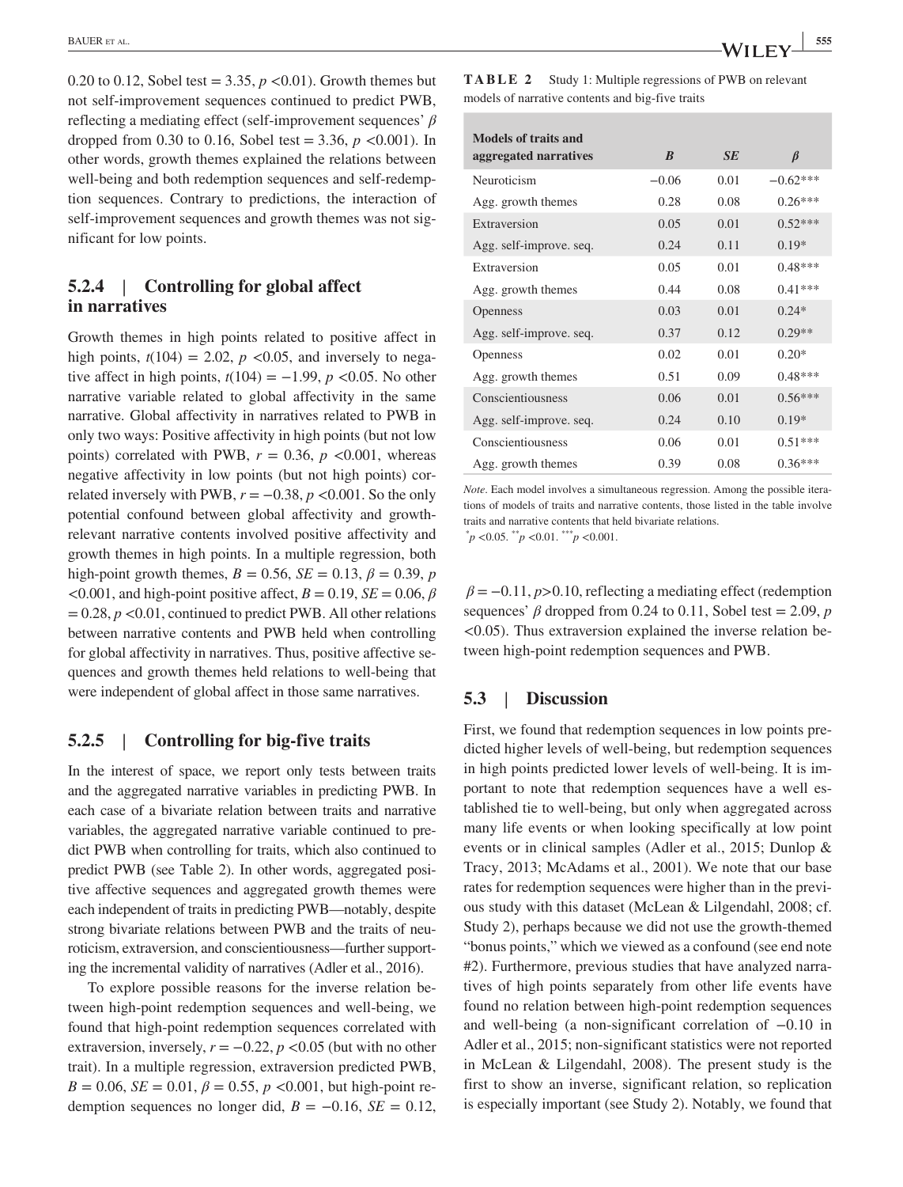0.20 to 0.12, Sobel test = 3.35, $p$ <0.01). Growth themes but not self-improvement sequences continued to predict PWB, reflecting a mediating effect (self-improvement sequences' $\beta$ dropped from 0.30 to 0.16, Sobel test = 3.36, $p$ <0.001). In other words, growth themes explained the relations between well-being and both redemption sequences and self-redemption sequences. Contrary to predictions, the interaction of self-improvement sequences and growth themes was not significant for low points.

### 5.2.4 | Controlling for global affect in narratives

Growth themes in high points related to positive affect in high points, $t(104) = 2.02$, $p$ <0.05, and inversely to negative affect in high points, $t(104) = -1.99$, $p$ <0.05. No other narrative variable related to global affectivity in the same narrative. Global affectivity in narratives related to PWB in only two ways: Positive affectivity in high points (but not low points) correlated with PWB, $r = 0.36$, $p$ <0.001, whereas negative affectivity in low points (but not high points) correlated inversely with PWB, $r = -0.38$, $p$ <0.001. So the only potential confound between global affectivity and growth-relevant narrative contents involved positive affectivity and growth themes in high points. In a multiple regression, both high-point growth themes, $B = 0.56$, $SE = 0.13$, $\beta = 0.39$, $p$ <0.001, and high-point positive affect, $B = 0.19$, $SE = 0.06$, $\beta = 0.28$, $p$ <0.01, continued to predict PWB. All other relations between narrative contents and PWB held when controlling for global affectivity in narratives. Thus, positive affective sequences and growth themes held relations to well-being that were independent of global affect in those same narratives.

### 5.2.5 | Controlling for big-five traits

In the interest of space, we report only tests between traits and the aggregated narrative variables in predicting PWB. In each case of a bivariate relation between traits and narrative variables, the aggregated narrative variable continued to predict PWB when controlling for traits, which also continued to predict PWB (see Table 2). In other words, aggregated positive affective sequences and aggregated growth themes were each independent of traits in predicting PWB—notably, despite strong bivariate relations between PWB and the traits of neuroticism, extraversion, and conscientiousness—further supporting the incremental validity of narratives (Adler et al., 2016).

To explore possible reasons for the inverse relation between high-point redemption sequences and well-being, we found that high-point redemption sequences correlated with extraversion, inversely, $r = -0.22$, $p$ <0.05 (but with no other trait). In a multiple regression, extraversion predicted PWB, $B = 0.06$, $SE = 0.01$, $\beta = 0.55$, $p$ <0.001, but high-point redemption sequences no longer did, $B = -0.16$, $SE = 0.12$, $\beta = -0.11$, $p$>0.10, reflecting a mediating effect (redemption sequences' $\beta$ dropped from 0.24 to 0.11, Sobel test = 2.09, $p$ <0.05). Thus extraversion explained the inverse relation between high-point redemption sequences and PWB.

**TABLE 2** Study 1: Multiple regressions of PWB on relevant models of narrative contents and big-five traits

| Models of traits and aggregated narratives | *B* | *SE* | $\beta$ |
|---|---|---|---|
| Neuroticism | −0.06 | 0.01 | −0.62*** |
| Agg. growth themes | 0.28 | 0.08 | 0.26*** |
| Extraversion | 0.05 | 0.01 | 0.52*** |
| Agg. self-improve. seq. | 0.24 | 0.11 | 0.19* |
| Extraversion | 0.05 | 0.01 | 0.48*** |
| Agg. growth themes | 0.44 | 0.08 | 0.41*** |
| Openness | 0.03 | 0.01 | 0.24* |
| Agg. self-improve. seq. | 0.37 | 0.12 | 0.29** |
| Openness | 0.02 | 0.01 | 0.20* |
| Agg. growth themes | 0.51 | 0.09 | 0.48*** |
| Conscientiousness | 0.06 | 0.01 | 0.56*** |
| Agg. self-improve. seq. | 0.24 | 0.10 | 0.19* |
| Conscientiousness | 0.06 | 0.01 | 0.51*** |
| Agg. growth themes | 0.39 | 0.08 | 0.36*** |

*Note*. Each model involves a simultaneous regression. Among the possible iterations of models of traits and narrative contents, those listed in the table involve traits and narrative contents that held bivariate relations.
*$p$ <0.05. **$p$ <0.01. ***$p$ <0.001.

## 5.3 | Discussion

First, we found that redemption sequences in low points predicted higher levels of well-being, but redemption sequences in high points predicted lower levels of well-being. It is important to note that redemption sequences have a well established tie to well-being, but only when aggregated across many life events or when looking specifically at low point events or in clinical samples (Adler et al., 2015; Dunlop & Tracy, 2013; McAdams et al., 2001). We note that our base rates for redemption sequences were higher than in the previous study with this dataset (McLean & Lilgendahl, 2008; cf. Study 2), perhaps because we did not use the growth-themed "bonus points," which we viewed as a confound (see end note #2). Furthermore, previous studies that have analyzed narratives of high points separately from other life events have found no relation between high-point redemption sequences and well-being (a non-significant correlation of −0.10 in Adler et al., 2015; non-significant statistics were not reported in McLean & Lilgendahl, 2008). The present study is the first to show an inverse, significant relation, so replication is especially important (see Study 2). Notably, we found that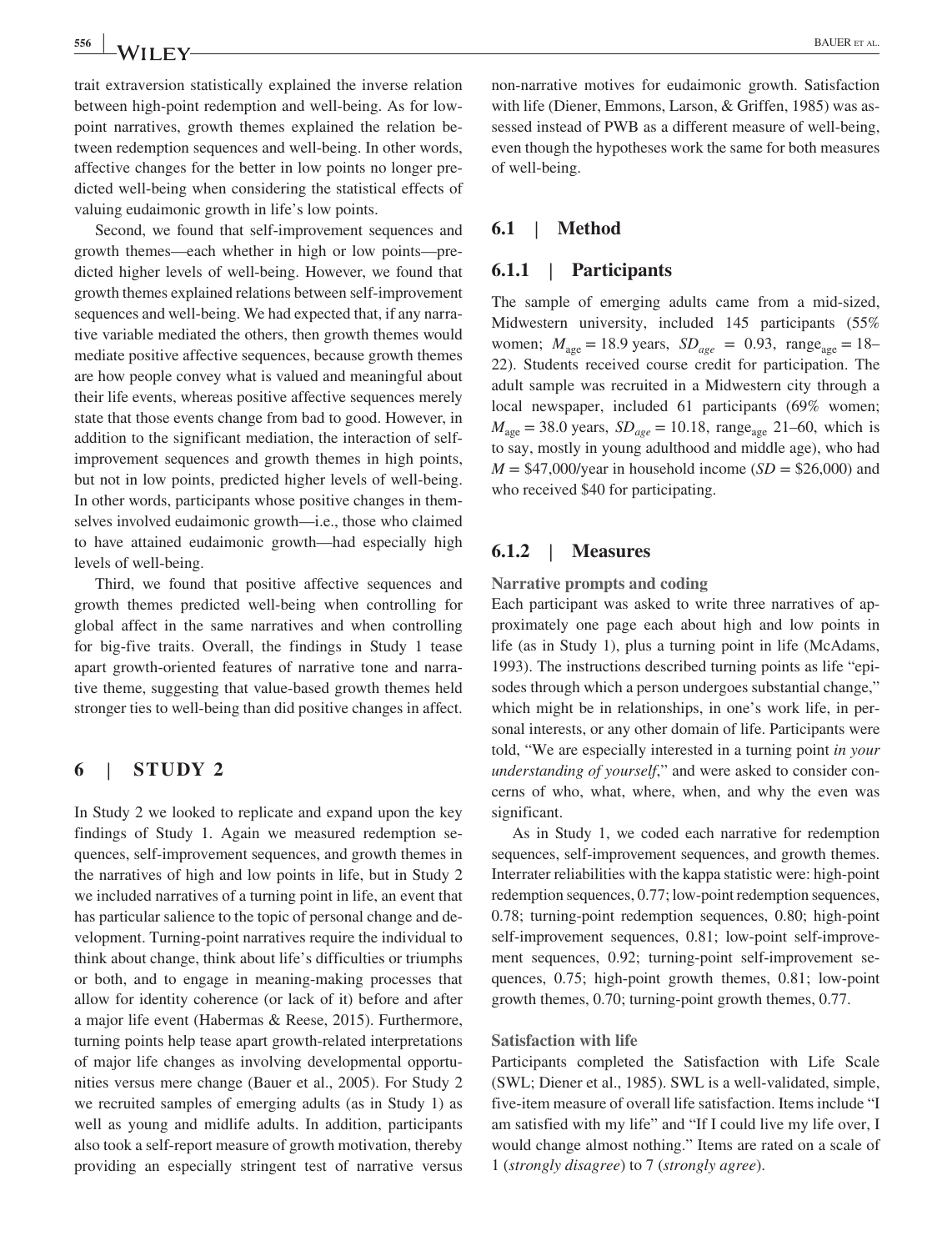trait extraversion statistically explained the inverse relation between high-point redemption and well-being. As for low-point narratives, growth themes explained the relation between redemption sequences and well-being. In other words, affective changes for the better in low points no longer predicted well-being when considering the statistical effects of valuing eudaimonic growth in life's low points.

Second, we found that self-improvement sequences and growth themes—each whether in high or low points—predicted higher levels of well-being. However, we found that growth themes explained relations between self-improvement sequences and well-being. We had expected that, if any narrative variable mediated the others, then growth themes would mediate positive affective sequences, because growth themes are how people convey what is valued and meaningful about their life events, whereas positive affective sequences merely state that those events change from bad to good. However, in addition to the significant mediation, the interaction of self-improvement sequences and growth themes in high points, but not in low points, predicted higher levels of well-being. In other words, participants whose positive changes in themselves involved eudaimonic growth—i.e., those who claimed to have attained eudaimonic growth—had especially high levels of well-being.

Third, we found that positive affective sequences and growth themes predicted well-being when controlling for global affect in the same narratives and when controlling for big-five traits. Overall, the findings in Study 1 tease apart growth-oriented features of narrative tone and narrative theme, suggesting that value-based growth themes held stronger ties to well-being than did positive changes in affect.

# 6 | STUDY 2

In Study 2 we looked to replicate and expand upon the key findings of Study 1. Again we measured redemption sequences, self-improvement sequences, and growth themes in the narratives of high and low points in life, but in Study 2 we included narratives of a turning point in life, an event that has particular salience to the topic of personal change and development. Turning-point narratives require the individual to think about change, think about life's difficulties or triumphs or both, and to engage in meaning-making processes that allow for identity coherence (or lack of it) before and after a major life event (Habermas & Reese, 2015). Furthermore, turning points help tease apart growth-related interpretations of major life changes as involving developmental opportunities versus mere change (Bauer et al., 2005). For Study 2 we recruited samples of emerging adults (as in Study 1) as well as young and midlife adults. In addition, participants also took a self-report measure of growth motivation, thereby providing an especially stringent test of narrative versus non-narrative motives for eudaimonic growth. Satisfaction with life (Diener, Emmons, Larson, & Griffen, 1985) was assessed instead of PWB as a different measure of well-being, even though the hypotheses work the same for both measures of well-being.

## 6.1 | Method

### 6.1.1 | Participants

The sample of emerging adults came from a mid-sized, Midwestern university, included 145 participants (55% women; $M_{\text{age}} = 18.9$ years, $SD_{age} = 0.93$, $\text{range}_{\text{age}} = 18$–22). Students received course credit for participation. The adult sample was recruited in a Midwestern city through a local newspaper, included 61 participants (69% women; $M_{\text{age}} = 38.0$ years, $SD_{age} = 10.18$, $\text{range}_{\text{age}}$ 21–60, which is to say, mostly in young adulthood and middle age), who had $M = \$47{,}000$/year in household income ($SD = \$26{,}000$) and who received $40 for participating.

### 6.1.2 | Measures

**Narrative prompts and coding**

Each participant was asked to write three narratives of approximately one page each about high and low points in life (as in Study 1), plus a turning point in life (McAdams, 1993). The instructions described turning points as life "episodes through which a person undergoes substantial change," which might be in relationships, in one's work life, in personal interests, or any other domain of life. Participants were told, "We are especially interested in a turning point *in your understanding of yourself*," and were asked to consider concerns of who, what, where, when, and why the even was significant.

As in Study 1, we coded each narrative for redemption sequences, self-improvement sequences, and growth themes. Interrater reliabilities with the kappa statistic were: high-point redemption sequences, 0.77; low-point redemption sequences, 0.78; turning-point redemption sequences, 0.80; high-point self-improvement sequences, 0.81; low-point self-improvement sequences, 0.92; turning-point self-improvement sequences, 0.75; high-point growth themes, 0.81; low-point growth themes, 0.70; turning-point growth themes, 0.77.

**Satisfaction with life**

Participants completed the Satisfaction with Life Scale (SWL; Diener et al., 1985). SWL is a well-validated, simple, five-item measure of overall life satisfaction. Items include "I am satisfied with my life" and "If I could live my life over, I would change almost nothing." Items are rated on a scale of 1 (*strongly disagree*) to 7 (*strongly agree*).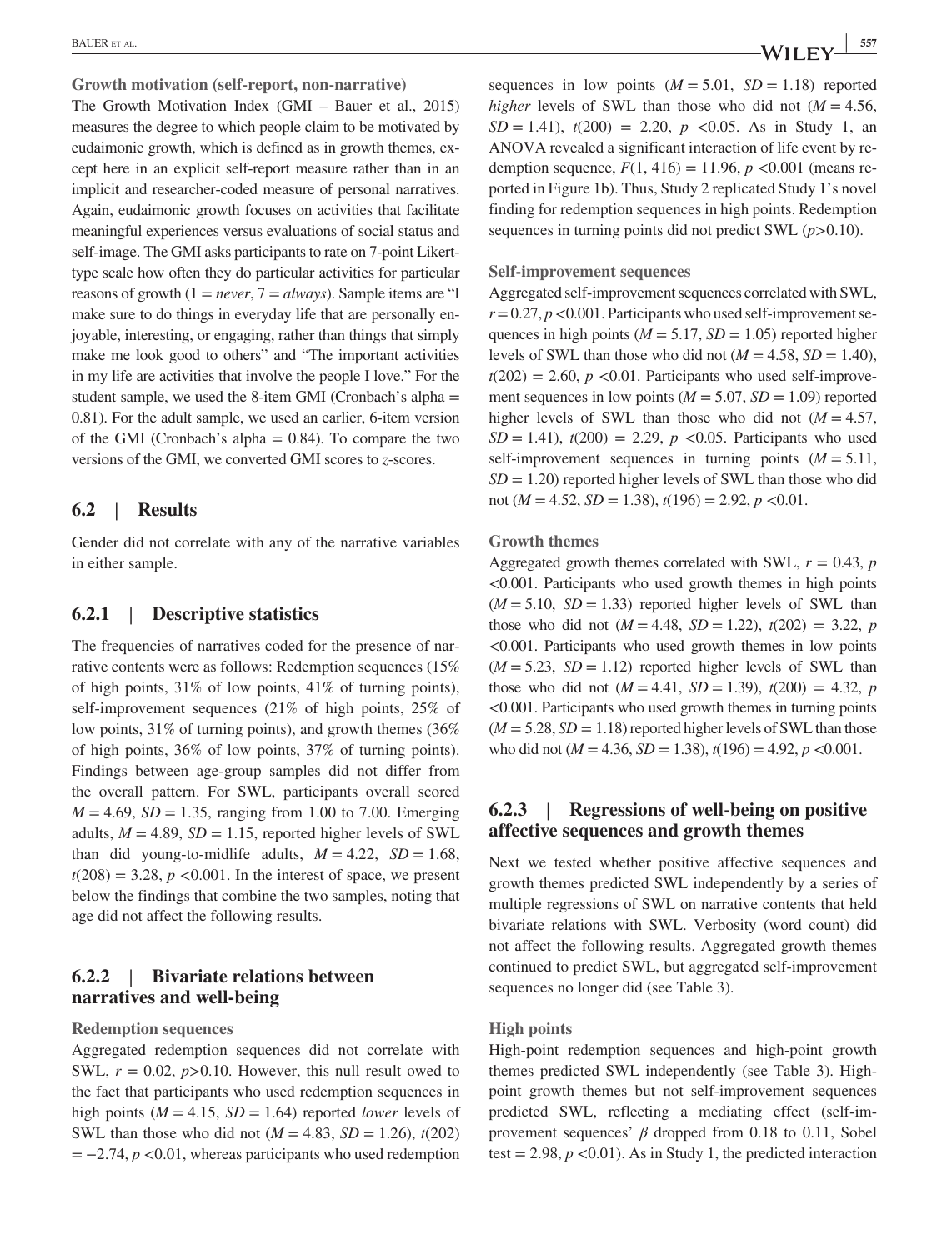**Growth motivation (self-report, non-narrative)**

The Growth Motivation Index (GMI – Bauer et al., 2015) measures the degree to which people claim to be motivated by eudaimonic growth, which is defined as in growth themes, except here in an explicit self-report measure rather than in an implicit and researcher-coded measure of personal narratives. Again, eudaimonic growth focuses on activities that facilitate meaningful experiences versus evaluations of social status and self-image. The GMI asks participants to rate on 7-point Likert-type scale how often they do particular activities for particular reasons of growth (1 = *never*, 7 = *always*). Sample items are "I make sure to do things in everyday life that are personally enjoyable, interesting, or engaging, rather than things that simply make me look good to others" and "The important activities in my life are activities that involve the people I love." For the student sample, we used the 8-item GMI (Cronbach's alpha = 0.81). For the adult sample, we used an earlier, 6-item version of the GMI (Cronbach's alpha = 0.84). To compare the two versions of the GMI, we converted GMI scores to *z*-scores.

## 6.2 | Results

Gender did not correlate with any of the narrative variables in either sample.

### 6.2.1 | Descriptive statistics

The frequencies of narratives coded for the presence of narrative contents were as follows: Redemption sequences (15% of high points, 31% of low points, 41% of turning points), self-improvement sequences (21% of high points, 25% of low points, 31% of turning points), and growth themes (36% of high points, 36% of low points, 37% of turning points). Findings between age-group samples did not differ from the overall pattern. For SWL, participants overall scored $M = 4.69$, $SD = 1.35$, ranging from 1.00 to 7.00. Emerging adults, $M = 4.89$, $SD = 1.15$, reported higher levels of SWL than did young-to-midlife adults, $M = 4.22$, $SD = 1.68$, $t(208) = 3.28$, $p < 0.001$. In the interest of space, we present below the findings that combine the two samples, noting that age did not affect the following results.

### 6.2.2 | Bivariate relations between narratives and well-being

**Redemption sequences**

Aggregated redemption sequences did not correlate with SWL, $r = 0.02$, $p > 0.10$. However, this null result owed to the fact that participants who used redemption sequences in high points ($M = 4.15$, $SD = 1.64$) reported *lower* levels of SWL than those who did not ($M = 4.83$, $SD = 1.26$), $t(202) = -2.74$, $p < 0.01$, whereas participants who used redemption sequences in low points ($M = 5.01$, $SD = 1.18$) reported *higher* levels of SWL than those who did not ($M = 4.56$, $SD = 1.41$), $t(200) = 2.20$, $p < 0.05$. As in Study 1, an ANOVA revealed a significant interaction of life event by redemption sequence, $F(1, 416) = 11.96$, $p < 0.001$ (means reported in Figure 1b). Thus, Study 2 replicated Study 1's novel finding for redemption sequences in high points. Redemption sequences in turning points did not predict SWL ($p > 0.10$).

**Self-improvement sequences**

Aggregated self-improvement sequences correlated with SWL, $r = 0.27$, $p < 0.001$. Participants who used self-improvement sequences in high points ($M = 5.17$, $SD = 1.05$) reported higher levels of SWL than those who did not ($M = 4.58$, $SD = 1.40$), $t(202) = 2.60$, $p < 0.01$. Participants who used self-improvement sequences in low points ($M = 5.07$, $SD = 1.09$) reported higher levels of SWL than those who did not ($M = 4.57$, $SD = 1.41$), $t(200) = 2.29$, $p < 0.05$. Participants who used self-improvement sequences in turning points ($M = 5.11$, $SD = 1.20$) reported higher levels of SWL than those who did not ($M = 4.52$, $SD = 1.38$), $t(196) = 2.92$, $p < 0.01$.

**Growth themes**

Aggregated growth themes correlated with SWL, $r = 0.43$, $p < 0.001$. Participants who used growth themes in high points ($M = 5.10$, $SD = 1.33$) reported higher levels of SWL than those who did not ($M = 4.48$, $SD = 1.22$), $t(202) = 3.22$, $p < 0.001$. Participants who used growth themes in low points ($M = 5.23$, $SD = 1.12$) reported higher levels of SWL than those who did not ($M = 4.41$, $SD = 1.39$), $t(200) = 4.32$, $p < 0.001$. Participants who used growth themes in turning points ($M = 5.28$, $SD = 1.18$) reported higher levels of SWL than those who did not ($M = 4.36$, $SD = 1.38$), $t(196) = 4.92$, $p < 0.001$.

### 6.2.3 | Regressions of well-being on positive affective sequences and growth themes

Next we tested whether positive affective sequences and growth themes predicted SWL independently by a series of multiple regressions of SWL on narrative contents that held bivariate relations with SWL. Verbosity (word count) did not affect the following results. Aggregated growth themes continued to predict SWL, but aggregated self-improvement sequences no longer did (see Table 3).

**High points**

High-point redemption sequences and high-point growth themes predicted SWL independently (see Table 3). High-point growth themes but not self-improvement sequences predicted SWL, reflecting a mediating effect (self-improvement sequences' $\beta$ dropped from 0.18 to 0.11, Sobel test = 2.98, $p < 0.01$). As in Study 1, the predicted interaction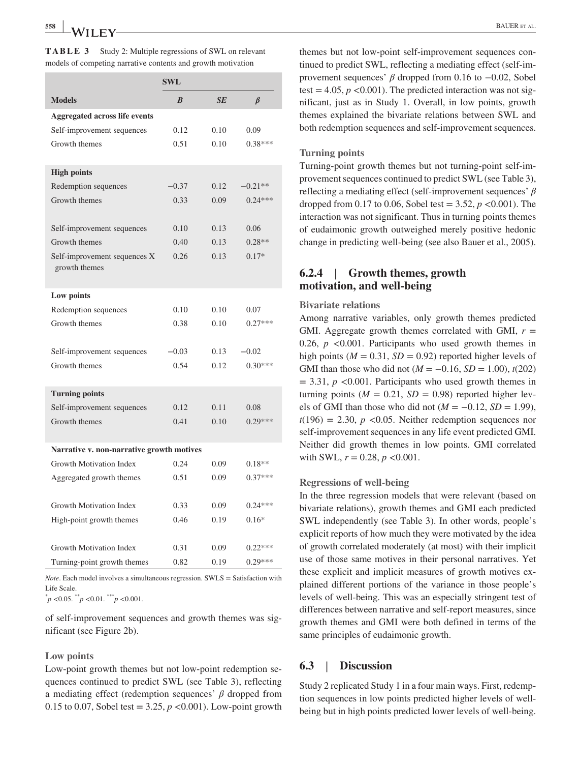**TABLE 3** Study 2: Multiple regressions of SWL on relevant models of competing narrative contents and growth motivation

| | SWL | | |
|---|---|---|---|
| **Models** | ***B*** | ***SE*** | ***β*** |
| **Aggregated across life events** | | | |
| Self-improvement sequences | 0.12 | 0.10 | 0.09 |
| Growth themes | 0.51 | 0.10 | 0.38*** |
| **High points** | | | |
| Redemption sequences | −0.37 | 0.12 | −0.21** |
| Growth themes | 0.33 | 0.09 | 0.24*** |
| Self-improvement sequences | 0.10 | 0.13 | 0.06 |
| Growth themes | 0.40 | 0.13 | 0.28** |
| Self-improvement sequences X growth themes | 0.26 | 0.13 | 0.17* |
| **Low points** | | | |
| Redemption sequences | 0.10 | 0.10 | 0.07 |
| Growth themes | 0.38 | 0.10 | 0.27*** |
| Self-improvement sequences | −0.03 | 0.13 | −0.02 |
| Growth themes | 0.54 | 0.12 | 0.30*** |
| **Turning points** | | | |
| Self-improvement sequences | 0.12 | 0.11 | 0.08 |
| Growth themes | 0.41 | 0.10 | 0.29*** |
| **Narrative v. non-narrative growth motives** | | | |
| Growth Motivation Index | 0.24 | 0.09 | 0.18** |
| Aggregated growth themes | 0.51 | 0.09 | 0.37*** |
| Growth Motivation Index | 0.33 | 0.09 | 0.24*** |
| High-point growth themes | 0.46 | 0.19 | 0.16* |
| Growth Motivation Index | 0.31 | 0.09 | 0.22*** |
| Turning-point growth themes | 0.82 | 0.19 | 0.29*** |

*Note*. Each model involves a simultaneous regression. SWLS = Satisfaction with Life Scale.
*$p$ <0.05. **$p$ <0.01. ***$p$ <0.001.

of self-improvement sequences and growth themes was significant (see Figure 2b).

#### Low points

Low-point growth themes but not low-point redemption sequences continued to predict SWL (see Table 3), reflecting a mediating effect (redemption sequences' $\beta$ dropped from 0.15 to 0.07, Sobel test = 3.25, $p$ <0.001). Low-point growth themes but not low-point self-improvement sequences continued to predict SWL, reflecting a mediating effect (self-improvement sequences' $\beta$ dropped from 0.16 to −0.02, Sobel test = 4.05, $p$ <0.001). The predicted interaction was not significant, just as in Study 1. Overall, in low points, growth themes explained the bivariate relations between SWL and both redemption sequences and self-improvement sequences.

#### Turning points

Turning-point growth themes but not turning-point self-improvement sequences continued to predict SWL (see Table 3), reflecting a mediating effect (self-improvement sequences' $\beta$ dropped from 0.17 to 0.06, Sobel test = 3.52, $p$ <0.001). The interaction was not significant. Thus in turning points themes of eudaimonic growth outweighed merely positive hedonic change in predicting well-being (see also Bauer et al., 2005).

### 6.2.4 | Growth themes, growth motivation, and well-being

#### Bivariate relations

Among narrative variables, only growth themes predicted GMI. Aggregate growth themes correlated with GMI, $r$ = 0.26, $p$ <0.001. Participants who used growth themes in high points ($M$ = 0.31, $SD$ = 0.92) reported higher levels of GMI than those who did not ($M$ = −0.16, $SD$ = 1.00), $t(202)$ = 3.31, $p$ <0.001. Participants who used growth themes in turning points ($M$ = 0.21, $SD$ = 0.98) reported higher levels of GMI than those who did not ($M$ = −0.12, $SD$ = 1.99), $t(196)$ = 2.30, $p$ <0.05. Neither redemption sequences nor self-improvement sequences in any life event predicted GMI. Neither did growth themes in low points. GMI correlated with SWL, $r$ = 0.28, $p$ <0.001.

#### Regressions of well-being

In the three regression models that were relevant (based on bivariate relations), growth themes and GMI each predicted SWL independently (see Table 3). In other words, people's explicit reports of how much they were motivated by the idea of growth correlated moderately (at most) with their implicit use of those same motives in their personal narratives. Yet these explicit and implicit measures of growth motives explained different portions of the variance in those people's levels of well-being. This was an especially stringent test of differences between narrative and self-report measures, since growth themes and GMI were both defined in terms of the same principles of eudaimonic growth.

## 6.3 | Discussion

Study 2 replicated Study 1 in a four main ways. First, redemption sequences in low points predicted higher levels of well-being but in high points predicted lower levels of well-being.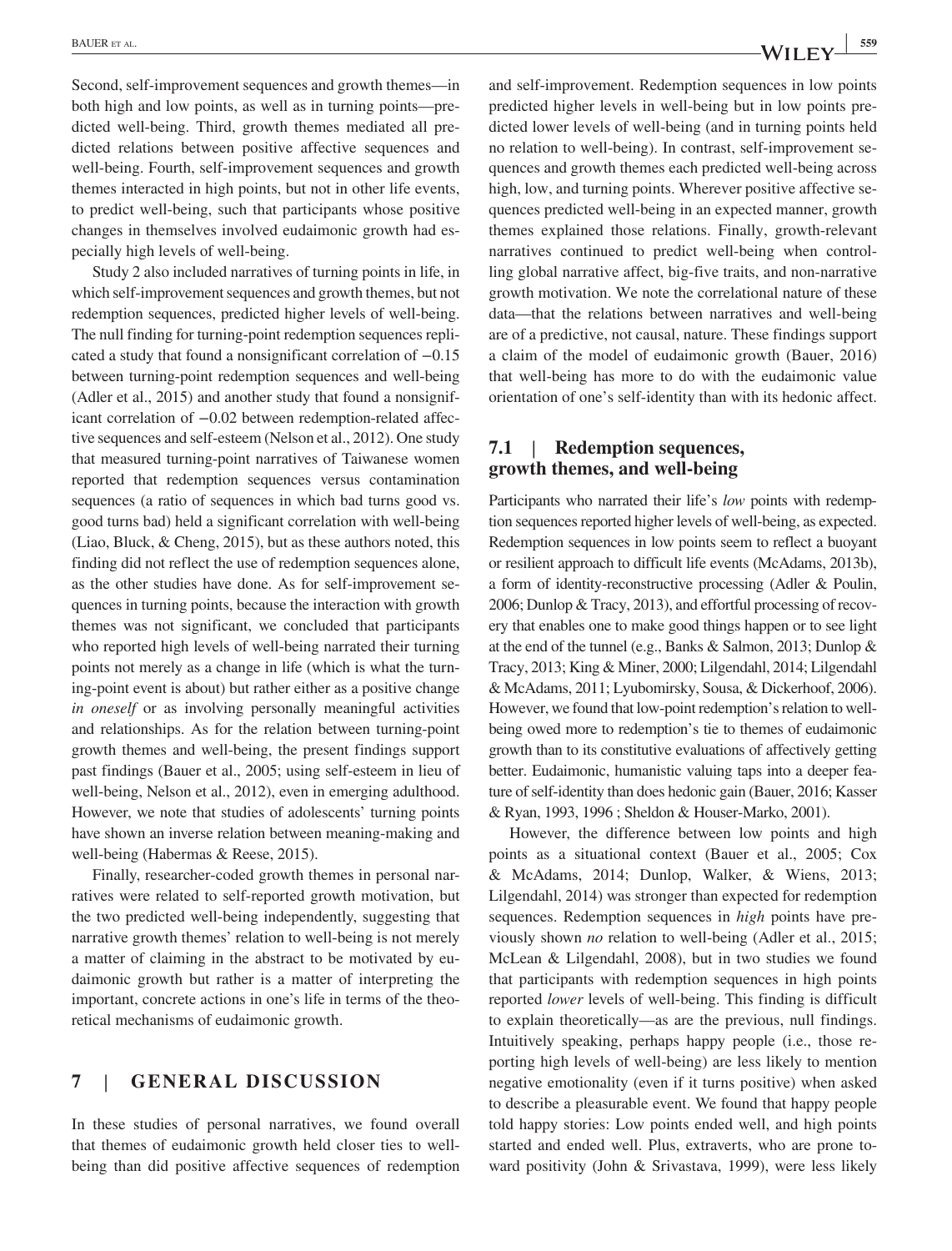Second, self-improvement sequences and growth themes—in both high and low points, as well as in turning points—predicted well-being. Third, growth themes mediated all predicted relations between positive affective sequences and well-being. Fourth, self-improvement sequences and growth themes interacted in high points, but not in other life events, to predict well-being, such that participants whose positive changes in themselves involved eudaimonic growth had especially high levels of well-being.

Study 2 also included narratives of turning points in life, in which self-improvement sequences and growth themes, but not redemption sequences, predicted higher levels of well-being. The null finding for turning-point redemption sequences replicated a study that found a nonsignificant correlation of −0.15 between turning-point redemption sequences and well-being (Adler et al., 2015) and another study that found a nonsignificant correlation of −0.02 between redemption-related affective sequences and self-esteem (Nelson et al., 2012). One study that measured turning-point narratives of Taiwanese women reported that redemption sequences versus contamination sequences (a ratio of sequences in which bad turns good vs. good turns bad) held a significant correlation with well-being (Liao, Bluck, & Cheng, 2015), but as these authors noted, this finding did not reflect the use of redemption sequences alone, as the other studies have done. As for self-improvement sequences in turning points, because the interaction with growth themes was not significant, we concluded that participants who reported high levels of well-being narrated their turning points not merely as a change in life (which is what the turning-point event is about) but rather either as a positive change *in oneself* or as involving personally meaningful activities and relationships. As for the relation between turning-point growth themes and well-being, the present findings support past findings (Bauer et al., 2005; using self-esteem in lieu of well-being, Nelson et al., 2012), even in emerging adulthood. However, we note that studies of adolescents' turning points have shown an inverse relation between meaning-making and well-being (Habermas & Reese, 2015).

Finally, researcher-coded growth themes in personal narratives were related to self-reported growth motivation, but the two predicted well-being independently, suggesting that narrative growth themes' relation to well-being is not merely a matter of claiming in the abstract to be motivated by eudaimonic growth but rather is a matter of interpreting the important, concrete actions in one's life in terms of the theoretical mechanisms of eudaimonic growth.

## 7 | GENERAL DISCUSSION

In these studies of personal narratives, we found overall that themes of eudaimonic growth held closer ties to well-being than did positive affective sequences of redemption and self-improvement. Redemption sequences in low points predicted higher levels in well-being but in low points predicted lower levels of well-being (and in turning points held no relation to well-being). In contrast, self-improvement sequences and growth themes each predicted well-being across high, low, and turning points. Wherever positive affective sequences predicted well-being in an expected manner, growth themes explained those relations. Finally, growth-relevant narratives continued to predict well-being when controlling global narrative affect, big-five traits, and non-narrative growth motivation. We note the correlational nature of these data—that the relations between narratives and well-being are of a predictive, not causal, nature. These findings support a claim of the model of eudaimonic growth (Bauer, 2016) that well-being has more to do with the eudaimonic value orientation of one's self-identity than with its hedonic affect.

### 7.1 | Redemption sequences, growth themes, and well-being

Participants who narrated their life's *low* points with redemption sequences reported higher levels of well-being, as expected. Redemption sequences in low points seem to reflect a buoyant or resilient approach to difficult life events (McAdams, 2013b), a form of identity-reconstructive processing (Adler & Poulin, 2006; Dunlop & Tracy, 2013), and effortful processing of recovery that enables one to make good things happen or to see light at the end of the tunnel (e.g., Banks & Salmon, 2013; Dunlop & Tracy, 2013; King & Miner, 2000; Lilgendahl, 2014; Lilgendahl & McAdams, 2011; Lyubomirsky, Sousa, & Dickerhoof, 2006). However, we found that low-point redemption's relation to well-being owed more to redemption's tie to themes of eudaimonic growth than to its constitutive evaluations of affectively getting better. Eudaimonic, humanistic valuing taps into a deeper feature of self-identity than does hedonic gain (Bauer, 2016; Kasser & Ryan, 1993, 1996 ; Sheldon & Houser-Marko, 2001).

However, the difference between low points and high points as a situational context (Bauer et al., 2005; Cox & McAdams, 2014; Dunlop, Walker, & Wiens, 2013; Lilgendahl, 2014) was stronger than expected for redemption sequences. Redemption sequences in *high* points have previously shown *no* relation to well-being (Adler et al., 2015; McLean & Lilgendahl, 2008), but in two studies we found that participants with redemption sequences in high points reported *lower* levels of well-being. This finding is difficult to explain theoretically—as are the previous, null findings. Intuitively speaking, perhaps happy people (i.e., those reporting high levels of well-being) are less likely to mention negative emotionality (even if it turns positive) when asked to describe a pleasurable event. We found that happy people told happy stories: Low points ended well, and high points started and ended well. Plus, extraverts, who are prone toward positivity (John & Srivastava, 1999), were less likely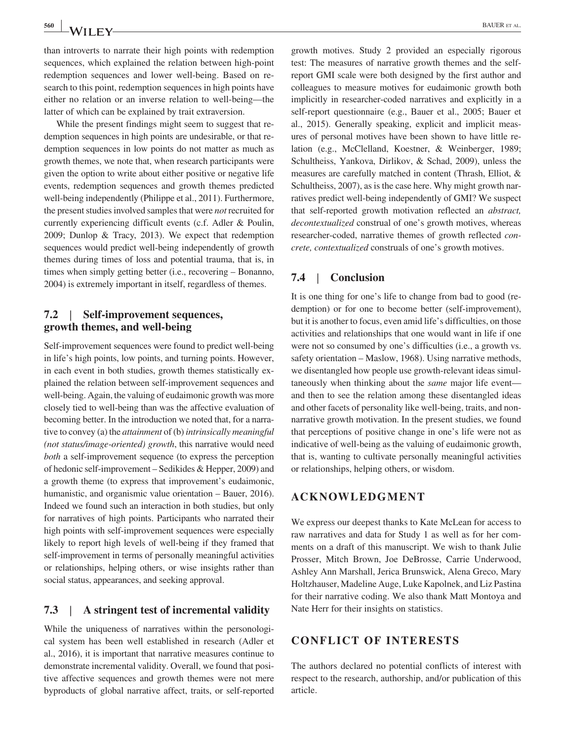than introverts to narrate their high points with redemption sequences, which explained the relation between high-point redemption sequences and lower well-being. Based on research to this point, redemption sequences in high points have either no relation or an inverse relation to well-being—the latter of which can be explained by trait extraversion.

While the present findings might seem to suggest that redemption sequences in high points are undesirable, or that redemption sequences in low points do not matter as much as growth themes, we note that, when research participants were given the option to write about either positive or negative life events, redemption sequences and growth themes predicted well-being independently (Philippe et al., 2011). Furthermore, the present studies involved samples that were *not* recruited for currently experiencing difficult events (c.f. Adler & Poulin, 2009; Dunlop & Tracy, 2013). We expect that redemption sequences would predict well-being independently of growth themes during times of loss and potential trauma, that is, in times when simply getting better (i.e., recovering – Bonanno, 2004) is extremely important in itself, regardless of themes.

## 7.2 | Self-improvement sequences, growth themes, and well-being

Self-improvement sequences were found to predict well-being in life's high points, low points, and turning points. However, in each event in both studies, growth themes statistically explained the relation between self-improvement sequences and well-being. Again, the valuing of eudaimonic growth was more closely tied to well-being than was the affective evaluation of becoming better. In the introduction we noted that, for a narrative to convey (a) the *attainment* of (b) *intrinsically meaningful (not status/image-oriented) growth*, this narrative would need *both* a self-improvement sequence (to express the perception of hedonic self-improvement – Sedikides & Hepper, 2009) and a growth theme (to express that improvement's eudaimonic, humanistic, and organismic value orientation – Bauer, 2016). Indeed we found such an interaction in both studies, but only for narratives of high points. Participants who narrated their high points with self-improvement sequences were especially likely to report high levels of well-being if they framed that self-improvement in terms of personally meaningful activities or relationships, helping others, or wise insights rather than social status, appearances, and seeking approval.

## 7.3 | A stringent test of incremental validity

While the uniqueness of narratives within the personological system has been well established in research (Adler et al., 2016), it is important that narrative measures continue to demonstrate incremental validity. Overall, we found that positive affective sequences and growth themes were not mere byproducts of global narrative affect, traits, or self-reported growth motives. Study 2 provided an especially rigorous test: The measures of narrative growth themes and the self-report GMI scale were both designed by the first author and colleagues to measure motives for eudaimonic growth both implicitly in researcher-coded narratives and explicitly in a self-report questionnaire (e.g., Bauer et al., 2005; Bauer et al., 2015). Generally speaking, explicit and implicit measures of personal motives have been shown to have little relation (e.g., McClelland, Koestner, & Weinberger, 1989; Schultheiss, Yankova, Dirlikov, & Schad, 2009), unless the measures are carefully matched in content (Thrash, Elliot, & Schultheiss, 2007), as is the case here. Why might growth narratives predict well-being independently of GMI? We suspect that self-reported growth motivation reflected an *abstract, decontextualized* construal of one's growth motives, whereas researcher-coded, narrative themes of growth reflected *concrete, contextualized* construals of one's growth motives.

## 7.4 | Conclusion

It is one thing for one's life to change from bad to good (redemption) or for one to become better (self-improvement), but it is another to focus, even amid life's difficulties, on those activities and relationships that one would want in life if one were not so consumed by one's difficulties (i.e., a growth vs. safety orientation – Maslow, 1968). Using narrative methods, we disentangled how people use growth-relevant ideas simultaneously when thinking about the *same* major life event—and then to see the relation among these disentangled ideas and other facets of personality like well-being, traits, and non-narrative growth motivation. In the present studies, we found that perceptions of positive change in one's life were not as indicative of well-being as the valuing of eudaimonic growth, that is, wanting to cultivate personally meaningful activities or relationships, helping others, or wisdom.

## ACKNOWLEDGMENT

We express our deepest thanks to Kate McLean for access to raw narratives and data for Study 1 as well as for her comments on a draft of this manuscript. We wish to thank Julie Prosser, Mitch Brown, Joe DeBrosse, Carrie Underwood, Ashley Ann Marshall, Jerica Brunswick, Alena Greco, Mary Holtzhauser, Madeline Auge, Luke Kapolnek, and Liz Pastina for their narrative coding. We also thank Matt Montoya and Nate Herr for their insights on statistics.

## CONFLICT OF INTERESTS

The authors declared no potential conflicts of interest with respect to the research, authorship, and/or publication of this article.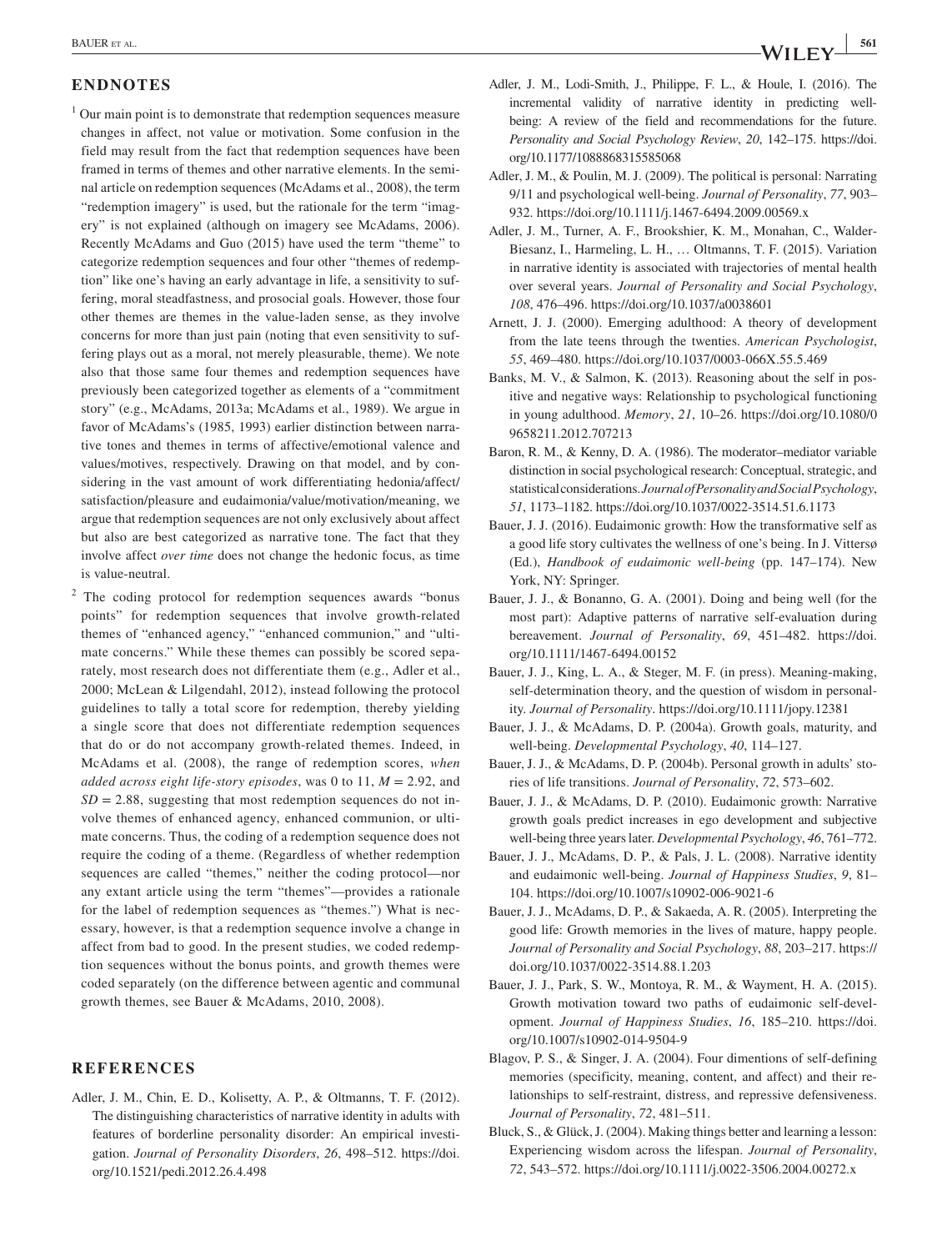## ENDNOTES

[1] Our main point is to demonstrate that redemption sequences measure changes in affect, not value or motivation. Some confusion in the field may result from the fact that redemption sequences have been framed in terms of themes and other narrative elements. In the seminal article on redemption sequences (McAdams et al., 2008), the term "redemption imagery" is used, but the rationale for the term "imagery" is not explained (although on imagery see McAdams, 2006). Recently McAdams and Guo (2015) have used the term "theme" to categorize redemption sequences and four other "themes of redemption" like one's having an early advantage in life, a sensitivity to suffering, moral steadfastness, and prosocial goals. However, those four other themes are themes in the value-laden sense, as they involve concerns for more than just pain (noting that even sensitivity to suffering plays out as a moral, not merely pleasurable, theme). We note also that those same four themes and redemption sequences have previously been categorized together as elements of a "commitment story" (e.g., McAdams, 2013a; McAdams et al., 1989). We argue in favor of McAdams's (1985, 1993) earlier distinction between narrative tones and themes in terms of affective/emotional valence and values/motives, respectively. Drawing on that model, and by considering in the vast amount of work differentiating hedonia/affect/satisfaction/pleasure and eudaimonia/value/motivation/meaning, we argue that redemption sequences are not only exclusively about affect but also are best categorized as narrative tone. The fact that they involve affect *over time* does not change the hedonic focus, as time is value-neutral.

[2] The coding protocol for redemption sequences awards "bonus points" for redemption sequences that involve growth-related themes of "enhanced agency," "enhanced communion," and "ultimate concerns." While these themes can possibly be scored separately, most research does not differentiate them (e.g., Adler et al., 2000; McLean & Lilgendahl, 2012), instead following the protocol guidelines to tally a total score for redemption, thereby yielding a single score that does not differentiate redemption sequences that do or do not accompany growth-related themes. Indeed, in McAdams et al. (2008), the range of redemption scores, *when added across eight life-story episodes*, was 0 to 11, $M = 2.92$, and $SD = 2.88$, suggesting that most redemption sequences do not involve themes of enhanced agency, enhanced communion, or ultimate concerns. Thus, the coding of a redemption sequence does not require the coding of a theme. (Regardless of whether redemption sequences are called "themes," neither the coding protocol—nor any extant article using the term "themes"—provides a rationale for the label of redemption sequences as "themes.") What is necessary, however, is that a redemption sequence involve a change in affect from bad to good. In the present studies, we coded redemption sequences without the bonus points, and growth themes were coded separately (on the difference between agentic and communal growth themes, see Bauer & McAdams, 2010, 2008).

## REFERENCES

Adler, J. M., Chin, E. D., Kolisetty, A. P., & Oltmanns, T. F. (2012). The distinguishing characteristics of narrative identity in adults with features of borderline personality disorder: An empirical investigation. *Journal of Personality Disorders*, *26*, 498–512. https://doi.org/10.1521/pedi.2012.26.4.498

Adler, J. M., Lodi-Smith, J., Philippe, F. L., & Houle, I. (2016). The incremental validity of narrative identity in predicting well-being: A review of the field and recommendations for the future. *Personality and Social Psychology Review*, *20*, 142–175. https://doi.org/10.1177/1088868315585068

Adler, J. M., & Poulin, M. J. (2009). The political is personal: Narrating 9/11 and psychological well-being. *Journal of Personality*, *77*, 903–932. https://doi.org/10.1111/j.1467-6494.2009.00569.x

Adler, J. M., Turner, A. F., Brookshier, K. M., Monahan, C., Walder-Biesanz, I., Harmeling, L. H., … Oltmanns, T. F. (2015). Variation in narrative identity is associated with trajectories of mental health over several years. *Journal of Personality and Social Psychology*, *108*, 476–496. https://doi.org/10.1037/a0038601

Arnett, J. J. (2000). Emerging adulthood: A theory of development from the late teens through the twenties. *American Psychologist*, *55*, 469–480. https://doi.org/10.1037/0003-066X.55.5.469

Banks, M. V., & Salmon, K. (2013). Reasoning about the self in positive and negative ways: Relationship to psychological functioning in young adulthood. *Memory*, *21*, 10–26. https://doi.org/10.1080/09658211.2012.707213

Baron, R. M., & Kenny, D. A. (1986). The moderator–mediator variable distinction in social psychological research: Conceptual, strategic, and statistical considerations. *Journal of Personality and Social Psychology*, *51*, 1173–1182. https://doi.org/10.1037/0022-3514.51.6.1173

Bauer, J. J. (2016). Eudaimonic growth: How the transformative self as a good life story cultivates the wellness of one's being. In J. Vittersø (Ed.), *Handbook of eudaimonic well-being* (pp. 147–174). New York, NY: Springer.

Bauer, J. J., & Bonanno, G. A. (2001). Doing and being well (for the most part): Adaptive patterns of narrative self-evaluation during bereavement. *Journal of Personality*, *69*, 451–482. https://doi.org/10.1111/1467-6494.00152

Bauer, J. J., King, L. A., & Steger, M. F. (in press). Meaning-making, self-determination theory, and the question of wisdom in personality. *Journal of Personality*. https://doi.org/10.1111/jopy.12381

Bauer, J. J., & McAdams, D. P. (2004a). Growth goals, maturity, and well-being. *Developmental Psychology*, *40*, 114–127.

Bauer, J. J., & McAdams, D. P. (2004b). Personal growth in adults' stories of life transitions. *Journal of Personality*, *72*, 573–602.

Bauer, J. J., & McAdams, D. P. (2010). Eudaimonic growth: Narrative growth goals predict increases in ego development and subjective well-being three years later. *Developmental Psychology*, *46*, 761–772.

Bauer, J. J., McAdams, D. P., & Pals, J. L. (2008). Narrative identity and eudaimonic well-being. *Journal of Happiness Studies*, *9*, 81–104. https://doi.org/10.1007/s10902-006-9021-6

Bauer, J. J., McAdams, D. P., & Sakaeda, A. R. (2005). Interpreting the good life: Growth memories in the lives of mature, happy people. *Journal of Personality and Social Psychology*, *88*, 203–217. https://doi.org/10.1037/0022-3514.88.1.203

Bauer, J. J., Park, S. W., Montoya, R. M., & Wayment, H. A. (2015). Growth motivation toward two paths of eudaimonic self-development. *Journal of Happiness Studies*, *16*, 185–210. https://doi.org/10.1007/s10902-014-9504-9

Blagov, P. S., & Singer, J. A. (2004). Four dimentions of self-defining memories (specificity, meaning, content, and affect) and their relationships to self-restraint, distress, and repressive defensiveness. *Journal of Personality*, *72*, 481–511.

Bluck, S., & Glück, J. (2004). Making things better and learning a lesson: Experiencing wisdom across the lifespan. *Journal of Personality*, *72*, 543–572. https://doi.org/10.1111/j.0022-3506.2004.00272.x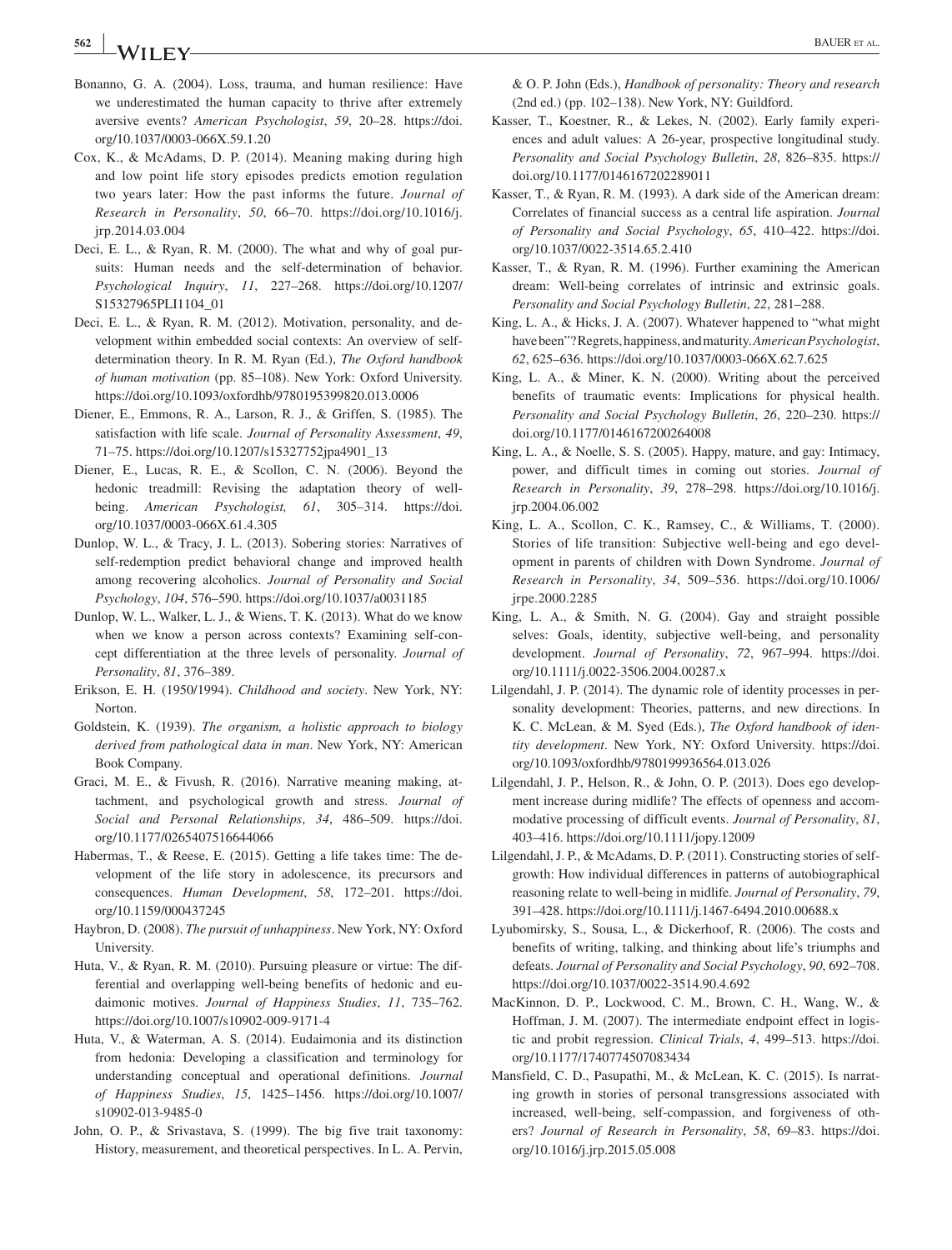Bonanno, G. A. (2004). Loss, trauma, and human resilience: Have we underestimated the human capacity to thrive after extremely aversive events? *American Psychologist*, *59*, 20–28. https://doi.org/10.1037/0003-066X.59.1.20

Cox, K., & McAdams, D. P. (2014). Meaning making during high and low point life story episodes predicts emotion regulation two years later: How the past informs the future. *Journal of Research in Personality*, *50*, 66–70. https://doi.org/10.1016/j.jrp.2014.03.004

Deci, E. L., & Ryan, R. M. (2000). The what and why of goal pursuits: Human needs and the self-determination of behavior. *Psychological Inquiry*, *11*, 227–268. https://doi.org/10.1207/S15327965PLI1104_01

Deci, E. L., & Ryan, R. M. (2012). Motivation, personality, and development within embedded social contexts: An overview of self-determination theory. In R. M. Ryan (Ed.), *The Oxford handbook of human motivation* (pp. 85–108). New York: Oxford University. https://doi.org/10.1093/oxfordhb/9780195399820.013.0006

Diener, E., Emmons, R. A., Larson, R. J., & Griffen, S. (1985). The satisfaction with life scale. *Journal of Personality Assessment*, *49*, 71–75. https://doi.org/10.1207/s15327752jpa4901_13

Diener, E., Lucas, R. E., & Scollon, C. N. (2006). Beyond the hedonic treadmill: Revising the adaptation theory of well-being. *American Psychologist, 61*, 305–314. https://doi.org/10.1037/0003-066X.61.4.305

Dunlop, W. L., & Tracy, J. L. (2013). Sobering stories: Narratives of self-redemption predict behavioral change and improved health among recovering alcoholics. *Journal of Personality and Social Psychology*, *104*, 576–590. https://doi.org/10.1037/a0031185

Dunlop, W. L., Walker, L. J., & Wiens, T. K. (2013). What do we know when we know a person across contexts? Examining self-concept differentiation at the three levels of personality. *Journal of Personality*, *81*, 376–389.

Erikson, E. H. (1950/1994). *Childhood and society*. New York, NY: Norton.

Goldstein, K. (1939). *The organism, a holistic approach to biology derived from pathological data in man*. New York, NY: American Book Company.

Graci, M. E., & Fivush, R. (2016). Narrative meaning making, attachment, and psychological growth and stress. *Journal of Social and Personal Relationships*, *34*, 486–509. https://doi.org/10.1177/0265407516644066

Habermas, T., & Reese, E. (2015). Getting a life takes time: The development of the life story in adolescence, its precursors and consequences. *Human Development*, *58*, 172–201. https://doi.org/10.1159/000437245

Haybron, D. (2008). *The pursuit of unhappiness*. New York, NY: Oxford University.

Huta, V., & Ryan, R. M. (2010). Pursuing pleasure or virtue: The differential and overlapping well-being benefits of hedonic and eudaimonic motives. *Journal of Happiness Studies*, *11*, 735–762. https://doi.org/10.1007/s10902-009-9171-4

Huta, V., & Waterman, A. S. (2014). Eudaimonia and its distinction from hedonia: Developing a classification and terminology for understanding conceptual and operational definitions. *Journal of Happiness Studies*, *15*, 1425–1456. https://doi.org/10.1007/s10902-013-9485-0

John, O. P., & Srivastava, S. (1999). The big five trait taxonomy: History, measurement, and theoretical perspectives. In L. A. Pervin, & O. P. John (Eds.), *Handbook of personality: Theory and research* (2nd ed.) (pp. 102–138). New York, NY: Guildford.

Kasser, T., Koestner, R., & Lekes, N. (2002). Early family experiences and adult values: A 26-year, prospective longitudinal study. *Personality and Social Psychology Bulletin*, *28*, 826–835. https://doi.org/10.1177/0146167202289011

Kasser, T., & Ryan, R. M. (1993). A dark side of the American dream: Correlates of financial success as a central life aspiration. *Journal of Personality and Social Psychology*, *65*, 410–422. https://doi.org/10.1037/0022-3514.65.2.410

Kasser, T., & Ryan, R. M. (1996). Further examining the American dream: Well-being correlates of intrinsic and extrinsic goals. *Personality and Social Psychology Bulletin*, *22*, 281–288.

King, L. A., & Hicks, J. A. (2007). Whatever happened to "what might have been"? Regrets, happiness, and maturity. *American Psychologist*, *62*, 625–636. https://doi.org/10.1037/0003-066X.62.7.625

King, L. A., & Miner, K. N. (2000). Writing about the perceived benefits of traumatic events: Implications for physical health. *Personality and Social Psychology Bulletin*, *26*, 220–230. https://doi.org/10.1177/0146167200264008

King, L. A., & Noelle, S. S. (2005). Happy, mature, and gay: Intimacy, power, and difficult times in coming out stories. *Journal of Research in Personality*, *39*, 278–298. https://doi.org/10.1016/j.jrp.2004.06.002

King, L. A., Scollon, C. K., Ramsey, C., & Williams, T. (2000). Stories of life transition: Subjective well-being and ego development in parents of children with Down Syndrome. *Journal of Research in Personality*, *34*, 509–536. https://doi.org/10.1006/jrpe.2000.2285

King, L. A., & Smith, N. G. (2004). Gay and straight possible selves: Goals, identity, subjective well-being, and personality development. *Journal of Personality*, *72*, 967–994. https://doi.org/10.1111/j.0022-3506.2004.00287.x

Lilgendahl, J. P. (2014). The dynamic role of identity processes in personality development: Theories, patterns, and new directions. In K. C. McLean, & M. Syed (Eds.), *The Oxford handbook of identity development*. New York, NY: Oxford University. https://doi.org/10.1093/oxfordhb/9780199936564.013.026

Lilgendahl, J. P., Helson, R., & John, O. P. (2013). Does ego development increase during midlife? The effects of openness and accommodative processing of difficult events. *Journal of Personality*, *81*, 403–416. https://doi.org/10.1111/jopy.12009

Lilgendahl, J. P., & McAdams, D. P. (2011). Constructing stories of self-growth: How individual differences in patterns of autobiographical reasoning relate to well-being in midlife. *Journal of Personality*, *79*, 391–428. https://doi.org/10.1111/j.1467-6494.2010.00688.x

Lyubomirsky, S., Sousa, L., & Dickerhoof, R. (2006). The costs and benefits of writing, talking, and thinking about life's triumphs and defeats. *Journal of Personality and Social Psychology*, *90*, 692–708. https://doi.org/10.1037/0022-3514.90.4.692

MacKinnon, D. P., Lockwood, C. M., Brown, C. H., Wang, W., & Hoffman, J. M. (2007). The intermediate endpoint effect in logistic and probit regression. *Clinical Trials*, *4*, 499–513. https://doi.org/10.1177/1740774507083434

Mansfield, C. D., Pasupathi, M., & McLean, K. C. (2015). Is narrating growth in stories of personal transgressions associated with increased, well-being, self-compassion, and forgiveness of others? *Journal of Research in Personality*, *58*, 69–83. https://doi.org/10.1016/j.jrp.2015.05.008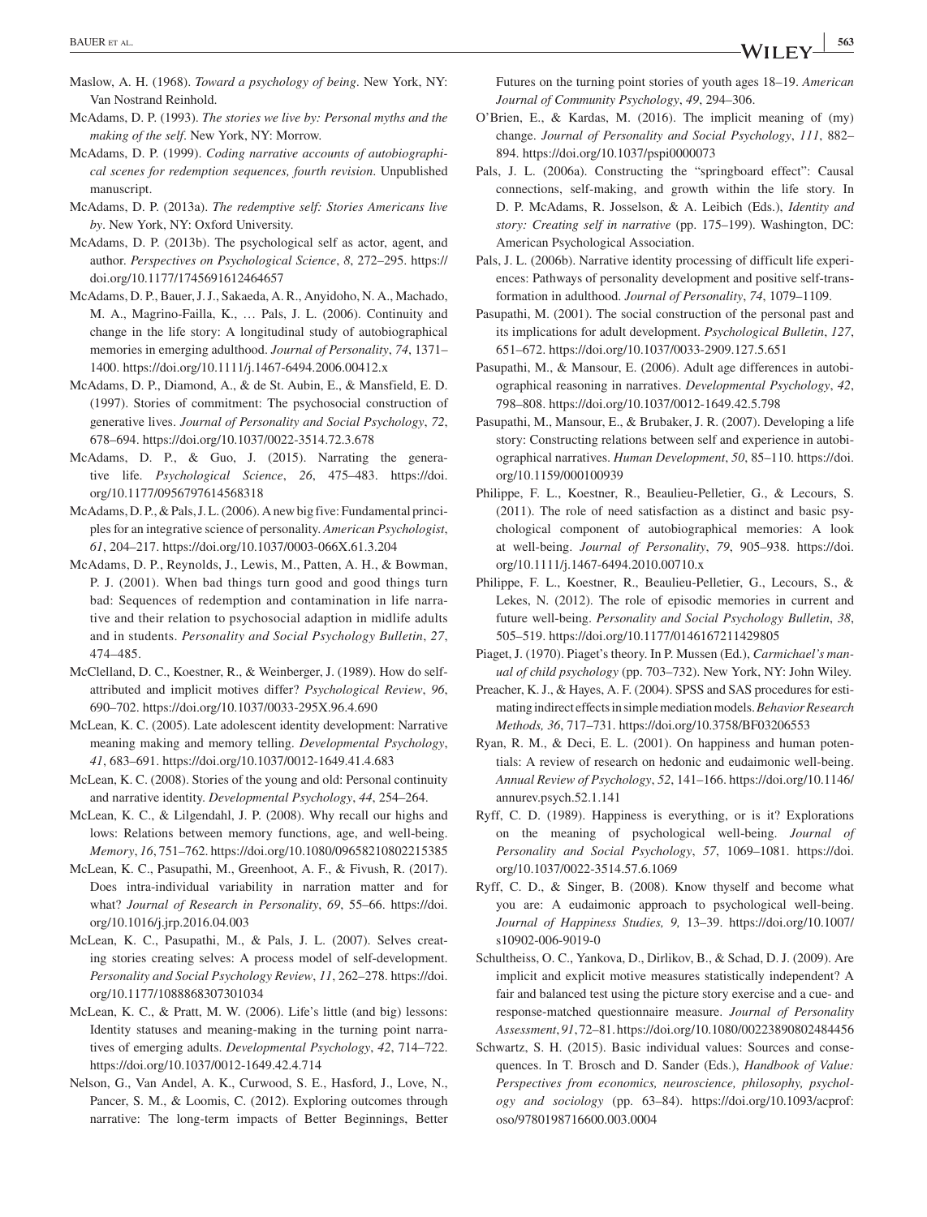Maslow, A. H. (1968). *Toward a psychology of being*. New York, NY: Van Nostrand Reinhold.

McAdams, D. P. (1993). *The stories we live by: Personal myths and the making of the self*. New York, NY: Morrow.

McAdams, D. P. (1999). *Coding narrative accounts of autobiographical scenes for redemption sequences, fourth revision*. Unpublished manuscript.

McAdams, D. P. (2013a). *The redemptive self: Stories Americans live by*. New York, NY: Oxford University.

McAdams, D. P. (2013b). The psychological self as actor, agent, and author. *Perspectives on Psychological Science*, *8*, 272–295. https://doi.org/10.1177/1745691612464657

McAdams, D. P., Bauer, J. J., Sakaeda, A. R., Anyidoho, N. A., Machado, M. A., Magrino-Failla, K., … Pals, J. L. (2006). Continuity and change in the life story: A longitudinal study of autobiographical memories in emerging adulthood. *Journal of Personality*, *74*, 1371–1400. https://doi.org/10.1111/j.1467-6494.2006.00412.x

McAdams, D. P., Diamond, A., & de St. Aubin, E., & Mansfield, E. D. (1997). Stories of commitment: The psychosocial construction of generative lives. *Journal of Personality and Social Psychology*, *72*, 678–694. https://doi.org/10.1037/0022-3514.72.3.678

McAdams, D. P., & Guo, J. (2015). Narrating the generative life. *Psychological Science*, *26*, 475–483. https://doi.org/10.1177/0956797614568318

McAdams, D. P., & Pals, J. L. (2006). A new big five: Fundamental principles for an integrative science of personality. *American Psychologist*, *61*, 204–217. https://doi.org/10.1037/0003-066X.61.3.204

McAdams, D. P., Reynolds, J., Lewis, M., Patten, A. H., & Bowman, P. J. (2001). When bad things turn good and good things turn bad: Sequences of redemption and contamination in life narrative and their relation to psychosocial adaption in midlife adults and in students. *Personality and Social Psychology Bulletin*, *27*, 474–485.

McClelland, D. C., Koestner, R., & Weinberger, J. (1989). How do self-attributed and implicit motives differ? *Psychological Review*, *96*, 690–702. https://doi.org/10.1037/0033-295X.96.4.690

McLean, K. C. (2005). Late adolescent identity development: Narrative meaning making and memory telling. *Developmental Psychology*, *41*, 683–691. https://doi.org/10.1037/0012-1649.41.4.683

McLean, K. C. (2008). Stories of the young and old: Personal continuity and narrative identity. *Developmental Psychology*, *44*, 254–264.

McLean, K. C., & Lilgendahl, J. P. (2008). Why recall our highs and lows: Relations between memory functions, age, and well-being. *Memory*, *16*, 751–762. https://doi.org/10.1080/09658210802215385

McLean, K. C., Pasupathi, M., Greenhoot, A. F., & Fivush, R. (2017). Does intra-individual variability in narration matter and for what? *Journal of Research in Personality*, *69*, 55–66. https://doi.org/10.1016/j.jrp.2016.04.003

McLean, K. C., Pasupathi, M., & Pals, J. L. (2007). Selves creating stories creating selves: A process model of self-development. *Personality and Social Psychology Review*, *11*, 262–278. https://doi.org/10.1177/1088868307301034

McLean, K. C., & Pratt, M. W. (2006). Life's little (and big) lessons: Identity statuses and meaning-making in the turning point narratives of emerging adults. *Developmental Psychology*, *42*, 714–722. https://doi.org/10.1037/0012-1649.42.4.714

Nelson, G., Van Andel, A. K., Curwood, S. E., Hasford, J., Love, N., Pancer, S. M., & Loomis, C. (2012). Exploring outcomes through narrative: The long-term impacts of Better Beginnings, Better Futures on the turning point stories of youth ages 18–19. *American Journal of Community Psychology*, *49*, 294–306.

O'Brien, E., & Kardas, M. (2016). The implicit meaning of (my) change. *Journal of Personality and Social Psychology*, *111*, 882–894. https://doi.org/10.1037/pspi0000073

Pals, J. L. (2006a). Constructing the "springboard effect": Causal connections, self-making, and growth within the life story. In D. P. McAdams, R. Josselson, & A. Leibich (Eds.), *Identity and story: Creating self in narrative* (pp. 175–199). Washington, DC: American Psychological Association.

Pals, J. L. (2006b). Narrative identity processing of difficult life experiences: Pathways of personality development and positive self-transformation in adulthood. *Journal of Personality*, *74*, 1079–1109.

Pasupathi, M. (2001). The social construction of the personal past and its implications for adult development. *Psychological Bulletin*, *127*, 651–672. https://doi.org/10.1037/0033-2909.127.5.651

Pasupathi, M., & Mansour, E. (2006). Adult age differences in autobiographical reasoning in narratives. *Developmental Psychology*, *42*, 798–808. https://doi.org/10.1037/0012-1649.42.5.798

Pasupathi, M., Mansour, E., & Brubaker, J. R. (2007). Developing a life story: Constructing relations between self and experience in autobiographical narratives. *Human Development*, *50*, 85–110. https://doi.org/10.1159/000100939

Philippe, F. L., Koestner, R., Beaulieu-Pelletier, G., & Lecours, S. (2011). The role of need satisfaction as a distinct and basic psychological component of autobiographical memories: A look at well-being. *Journal of Personality*, *79*, 905–938. https://doi.org/10.1111/j.1467-6494.2010.00710.x

Philippe, F. L., Koestner, R., Beaulieu-Pelletier, G., Lecours, S., & Lekes, N. (2012). The role of episodic memories in current and future well-being. *Personality and Social Psychology Bulletin*, *38*, 505–519. https://doi.org/10.1177/0146167211429805

Piaget, J. (1970). Piaget's theory. In P. Mussen (Ed.), *Carmichael's manual of child psychology* (pp. 703–732). New York, NY: John Wiley.

Preacher, K. J., & Hayes, A. F. (2004). SPSS and SAS procedures for estimating indirect effects in simple mediation models. *Behavior Research Methods, 36*, 717–731. https://doi.org/10.3758/BF03206553

Ryan, R. M., & Deci, E. L. (2001). On happiness and human potentials: A review of research on hedonic and eudaimonic well-being. *Annual Review of Psychology*, *52*, 141–166. https://doi.org/10.1146/annurev.psych.52.1.141

Ryff, C. D. (1989). Happiness is everything, or is it? Explorations on the meaning of psychological well-being. *Journal of Personality and Social Psychology*, *57*, 1069–1081. https://doi.org/10.1037/0022-3514.57.6.1069

Ryff, C. D., & Singer, B. (2008). Know thyself and become what you are: A eudaimonic approach to psychological well-being. *Journal of Happiness Studies, 9,* 13–39. https://doi.org/10.1007/s10902-006-9019-0

Schultheiss, O. C., Yankova, D., Dirlikov, B., & Schad, D. J. (2009). Are implicit and explicit motive measures statistically independent? A fair and balanced test using the picture story exercise and a cue- and response-matched questionnaire measure. *Journal of Personality Assessment*, *91*, 72–81. https://doi.org/10.1080/00223890802484456

Schwartz, S. H. (2015). Basic individual values: Sources and consequences. In T. Brosch and D. Sander (Eds.), *Handbook of Value: Perspectives from economics, neuroscience, philosophy, psychology and sociology* (pp. 63–84). https://doi.org/10.1093/acprof:oso/9780198716600.003.0004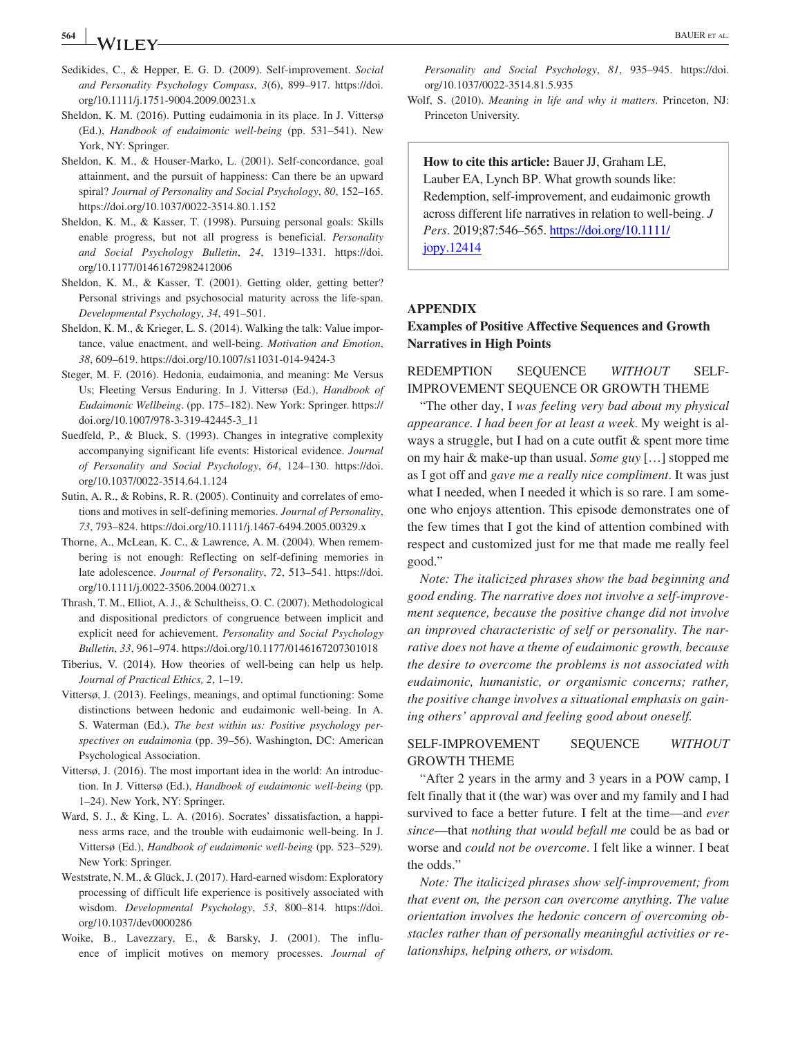Sedikides, C., & Hepper, E. G. D. (2009). Self-improvement. *Social and Personality Psychology Compass*, *3*(6), 899–917. https://doi.org/10.1111/j.1751-9004.2009.00231.x

Sheldon, K. M. (2016). Putting eudaimonia in its place. In J. Vittersø (Ed.), *Handbook of eudaimonic well-being* (pp. 531–541). New York, NY: Springer.

Sheldon, K. M., & Houser-Marko, L. (2001). Self-concordance, goal attainment, and the pursuit of happiness: Can there be an upward spiral? *Journal of Personality and Social Psychology*, *80*, 152–165. https://doi.org/10.1037/0022-3514.80.1.152

Sheldon, K. M., & Kasser, T. (1998). Pursuing personal goals: Skills enable progress, but not all progress is beneficial. *Personality and Social Psychology Bulletin*, *24*, 1319–1331. https://doi.org/10.1177/01461672982412006

Sheldon, K. M., & Kasser, T. (2001). Getting older, getting better? Personal strivings and psychosocial maturity across the life-span. *Developmental Psychology*, *34*, 491–501.

Sheldon, K. M., & Krieger, L. S. (2014). Walking the talk: Value importance, value enactment, and well-being. *Motivation and Emotion*, *38*, 609–619. https://doi.org/10.1007/s11031-014-9424-3

Steger, M. F. (2016). Hedonia, eudaimonia, and meaning: Me Versus Us; Fleeting Versus Enduring. In J. Vittersø (Ed.), *Handbook of Eudaimonic Wellbeing*. (pp. 175–182). New York: Springer. https://doi.org/10.1007/978-3-319-42445-3_11

Suedfeld, P., & Bluck, S. (1993). Changes in integrative complexity accompanying significant life events: Historical evidence. *Journal of Personality and Social Psychology*, *64*, 124–130. https://doi.org/10.1037/0022-3514.64.1.124

Sutin, A. R., & Robins, R. R. (2005). Continuity and correlates of emotions and motives in self-defining memories. *Journal of Personality*, *73*, 793–824. https://doi.org/10.1111/j.1467-6494.2005.00329.x

Thorne, A., McLean, K. C., & Lawrence, A. M. (2004). When remembering is not enough: Reflecting on self-defining memories in late adolescence. *Journal of Personality*, *72*, 513–541. https://doi.org/10.1111/j.0022-3506.2004.00271.x

Thrash, T. M., Elliot, A. J., & Schultheiss, O. C. (2007). Methodological and dispositional predictors of congruence between implicit and explicit need for achievement. *Personality and Social Psychology Bulletin*, *33*, 961–974. https://doi.org/10.1177/0146167207301018

Tiberius, V. (2014). How theories of well-being can help us help. *Journal of Practical Ethics*, *2*, 1–19.

Vittersø, J. (2013). Feelings, meanings, and optimal functioning: Some distinctions between hedonic and eudaimonic well-being. In A. S. Waterman (Ed.), *The best within us: Positive psychology perspectives on eudaimonia* (pp. 39–56). Washington, DC: American Psychological Association.

Vittersø, J. (2016). The most important idea in the world: An introduction. In J. Vittersø (Ed.), *Handbook of eudaimonic well-being* (pp. 1–24). New York, NY: Springer.

Ward, S. J., & King, L. A. (2016). Socrates' dissatisfaction, a happiness arms race, and the trouble with eudaimonic well-being. In J. Vittersø (Ed.), *Handbook of eudaimonic well-being* (pp. 523–529). New York: Springer.

Weststrate, N. M., & Glück, J. (2017). Hard-earned wisdom: Exploratory processing of difficult life experience is positively associated with wisdom. *Developmental Psychology*, *53*, 800–814. https://doi.org/10.1037/dev0000286

Woike, B., Lavezzary, E., & Barsky, J. (2001). The influence of implicit motives on memory processes. *Journal of Personality and Social Psychology*, *81*, 935–945. https://doi.org/10.1037/0022-3514.81.5.935

Wolf, S. (2010). *Meaning in life and why it matters*. Princeton, NJ: Princeton University.

**How to cite this article:** Bauer JJ, Graham LE, Lauber EA, Lynch BP. What growth sounds like: Redemption, self-improvement, and eudaimonic growth across different life narratives in relation to well-being. *J Pers*. 2019;87:546–565. https://doi.org/10.1111/jopy.12414

## APPENDIX

### Examples of Positive Affective Sequences and Growth Narratives in High Points

REDEMPTION SEQUENCE *WITHOUT* SELF-IMPROVEMENT SEQUENCE OR GROWTH THEME

"The other day, I *was feeling very bad about my physical appearance. I had been for at least a week*. My weight is always a struggle, but I had on a cute outfit & spent more time on my hair & make-up than usual. *Some guy* [...] stopped me as I got off and *gave me a really nice compliment*. It was just what I needed, when I needed it which is so rare. I am someone who enjoys attention. This episode demonstrates one of the few times that I got the kind of attention combined with respect and customized just for me that made me really feel good."

*Note: The italicized phrases show the bad beginning and good ending. The narrative does not involve a self-improvement sequence, because the positive change did not involve an improved characteristic of self or personality. The narrative does not have a theme of eudaimonic growth, because the desire to overcome the problems is not associated with eudaimonic, humanistic, or organismic concerns; rather, the positive change involves a situational emphasis on gaining others' approval and feeling good about oneself.*

SELF-IMPROVEMENT SEQUENCE *WITHOUT* GROWTH THEME

"After 2 years in the army and 3 years in a POW camp, I felt finally that it (the war) was over and my family and I had survived to face a better future. I felt at the time—and *ever since*—that *nothing that would befall me* could be as bad or worse and *could not be overcome*. I felt like a winner. I beat the odds."

*Note: The italicized phrases show self-improvement; from that event on, the person can overcome anything. The value orientation involves the hedonic concern of overcoming obstacles rather than of personally meaningful activities or relationships, helping others, or wisdom.*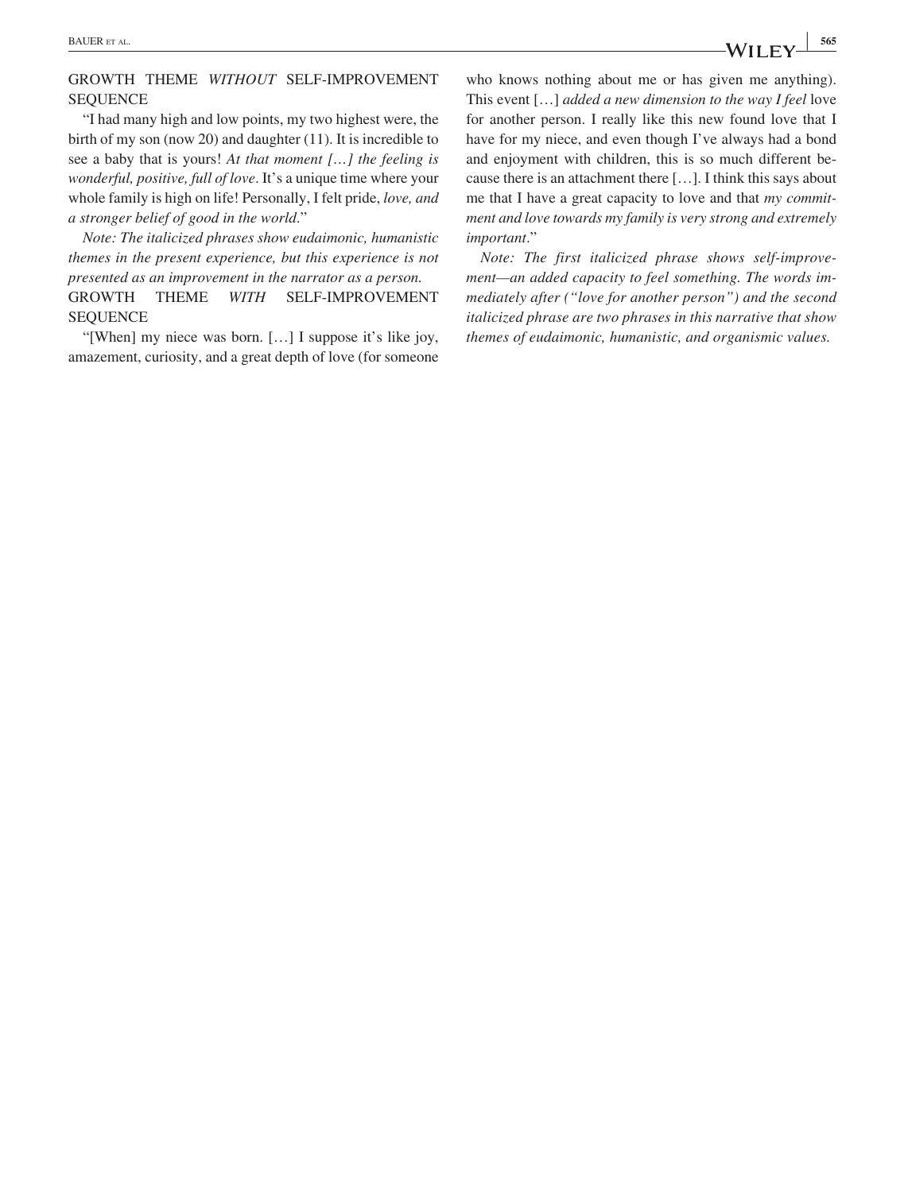GROWTH THEME *WITHOUT* SELF-IMPROVEMENT SEQUENCE

"I had many high and low points, my two highest were, the birth of my son (now 20) and daughter (11). It is incredible to see a baby that is yours! *At that moment […] the feeling is wonderful, positive, full of love*. It's a unique time where your whole family is high on life! Personally, I felt pride, *love, and a stronger belief of good in the world*."

*Note: The italicized phrases show eudaimonic, humanistic themes in the present experience, but this experience is not presented as an improvement in the narrator as a person.*

GROWTH THEME *WITH* SELF-IMPROVEMENT SEQUENCE

"[When] my niece was born. […] I suppose it's like joy, amazement, curiosity, and a great depth of love (for someone who knows nothing about me or has given me anything). This event […] *added a new dimension to the way I feel* love for another person. I really like this new found love that I have for my niece, and even though I've always had a bond and enjoyment with children, this is so much different because there is an attachment there […]. I think this says about me that I have a great capacity to love and that *my commitment and love towards my family is very strong and extremely important*."

*Note: The first italicized phrase shows self-improvement—an added capacity to feel something. The words immediately after ("love for another person") and the second italicized phrase are two phrases in this narrative that show themes of eudaimonic, humanistic, and organismic values.*